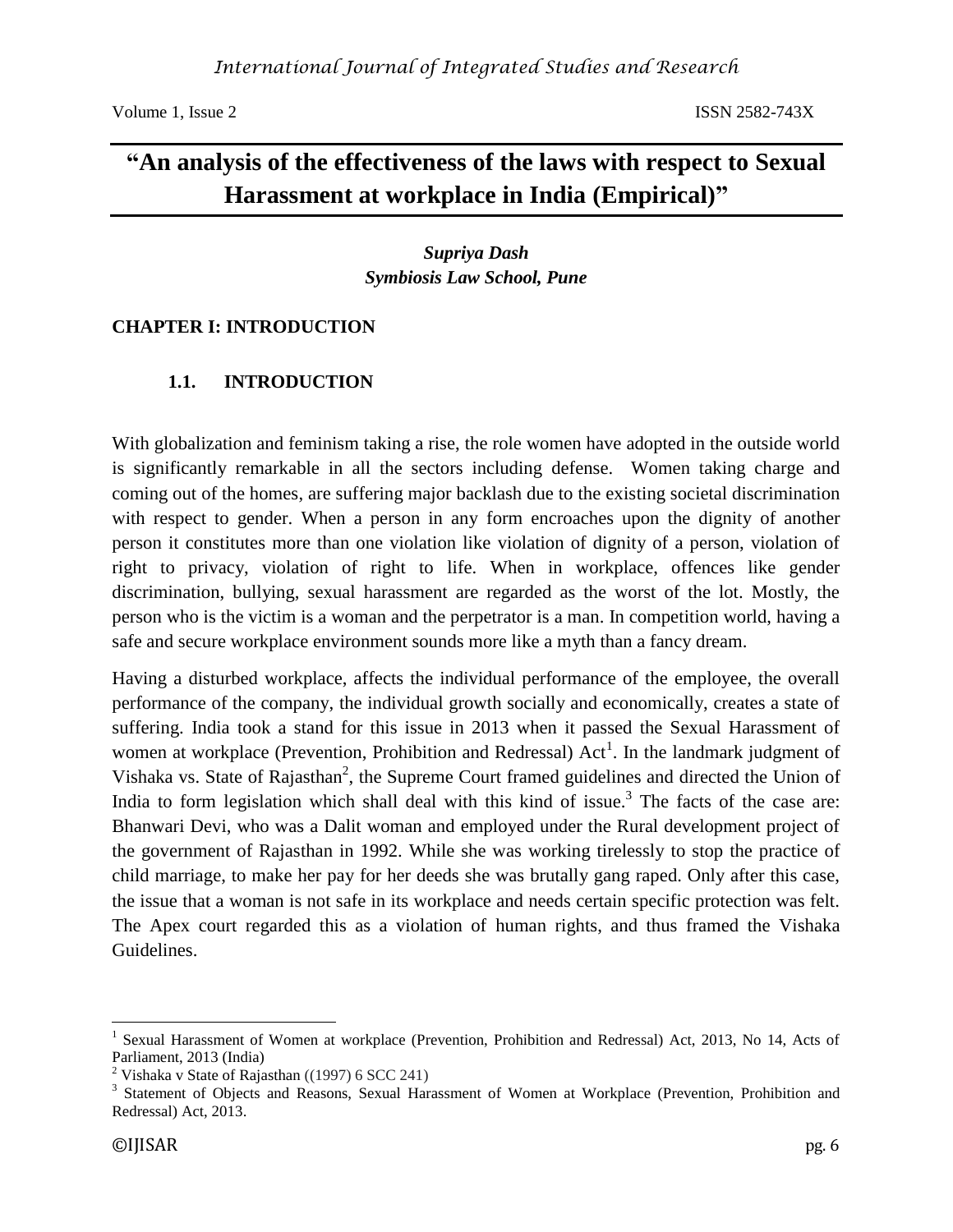# "An analysis of the effectiveness of the laws with respect to Sexual Harassment at workplace in India (Empirical)"

***Supriya Dash***
***Symbiosis Law School, Pune***

## CHAPTER I: INTRODUCTION

### 1.1. INTRODUCTION

With globalization and feminism taking a rise, the role women have adopted in the outside world is significantly remarkable in all the sectors including defense. Women taking charge and coming out of the homes, are suffering major backlash due to the existing societal discrimination with respect to gender. When a person in any form encroaches upon the dignity of another person it constitutes more than one violation like violation of dignity of a person, violation of right to privacy, violation of right to life. When in workplace, offences like gender discrimination, bullying, sexual harassment are regarded as the worst of the lot. Mostly, the person who is the victim is a woman and the perpetrator is a man. In competition world, having a safe and secure workplace environment sounds more like a myth than a fancy dream.

Having a disturbed workplace, affects the individual performance of the employee, the overall performance of the company, the individual growth socially and economically, creates a state of suffering. India took a stand for this issue in 2013 when it passed the Sexual Harassment of women at workplace (Prevention, Prohibition and Redressal) Act[1]. In the landmark judgment of Vishaka vs. State of Rajasthan[2], the Supreme Court framed guidelines and directed the Union of India to form legislation which shall deal with this kind of issue.[3] The facts of the case are: Bhanwari Devi, who was a Dalit woman and employed under the Rural development project of the government of Rajasthan in 1992. While she was working tirelessly to stop the practice of child marriage, to make her pay for her deeds she was brutally gang raped. Only after this case, the issue that a woman is not safe in its workplace and needs certain specific protection was felt. The Apex court regarded this as a violation of human rights, and thus framed the Vishaka Guidelines.

---

[1] Sexual Harassment of Women at workplace (Prevention, Prohibition and Redressal) Act, 2013, No 14, Acts of Parliament, 2013 (India)

[2] Vishaka v State of Rajasthan ((1997) 6 SCC 241)

[3] Statement of Objects and Reasons, Sexual Harassment of Women at Workplace (Prevention, Prohibition and Redressal) Act, 2013.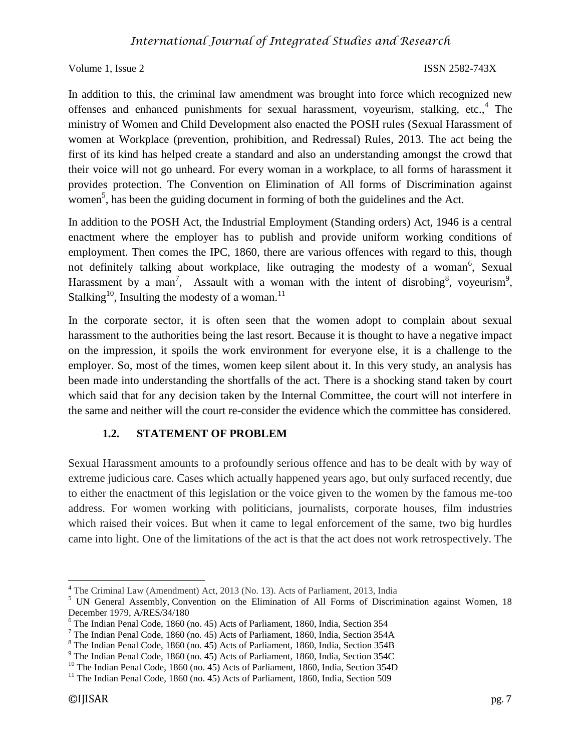In addition to this, the criminal law amendment was brought into force which recognized new offenses and enhanced punishments for sexual harassment, voyeurism, stalking, etc.,[4] The ministry of Women and Child Development also enacted the POSH rules (Sexual Harassment of women at Workplace (prevention, prohibition, and Redressal) Rules, 2013. The act being the first of its kind has helped create a standard and also an understanding amongst the crowd that their voice will not go unheard. For every woman in a workplace, to all forms of harassment it provides protection. The Convention on Elimination of All forms of Discrimination against women[5], has been the guiding document in forming of both the guidelines and the Act.

In addition to the POSH Act, the Industrial Employment (Standing orders) Act, 1946 is a central enactment where the employer has to publish and provide uniform working conditions of employment. Then comes the IPC, 1860, there are various offences with regard to this, though not definitely talking about workplace, like outraging the modesty of a woman[6], Sexual Harassment by a man[7], Assault with a woman with the intent of disrobing[8], voyeurism[9], Stalking[10], Insulting the modesty of a woman.[11]

In the corporate sector, it is often seen that the women adopt to complain about sexual harassment to the authorities being the last resort. Because it is thought to have a negative impact on the impression, it spoils the work environment for everyone else, it is a challenge to the employer. So, most of the times, women keep silent about it. In this very study, an analysis has been made into understanding the shortfalls of the act. There is a shocking stand taken by court which said that for any decision taken by the Internal Committee, the court will not interfere in the same and neither will the court re-consider the evidence which the committee has considered.

### 1.2. STATEMENT OF PROBLEM

Sexual Harassment amounts to a profoundly serious offence and has to be dealt with by way of extreme judicious care. Cases which actually happened years ago, but only surfaced recently, due to either the enactment of this legislation or the voice given to the women by the famous me-too address. For women working with politicians, journalists, corporate houses, film industries which raised their voices. But when it came to legal enforcement of the same, two big hurdles came into light. One of the limitations of the act is that the act does not work retrospectively. The

---

[4] The Criminal Law (Amendment) Act, 2013 (No. 13). Acts of Parliament, 2013, India

[5] UN General Assembly, Convention on the Elimination of All Forms of Discrimination against Women, 18 December 1979, A/RES/34/180

[6] The Indian Penal Code, 1860 (no. 45) Acts of Parliament, 1860, India, Section 354

[7] The Indian Penal Code, 1860 (no. 45) Acts of Parliament, 1860, India, Section 354A

[8] The Indian Penal Code, 1860 (no. 45) Acts of Parliament, 1860, India, Section 354B

[9] The Indian Penal Code, 1860 (no. 45) Acts of Parliament, 1860, India, Section 354C

[10] The Indian Penal Code, 1860 (no. 45) Acts of Parliament, 1860, India, Section 354D

[11] The Indian Penal Code, 1860 (no. 45) Acts of Parliament, 1860, India, Section 509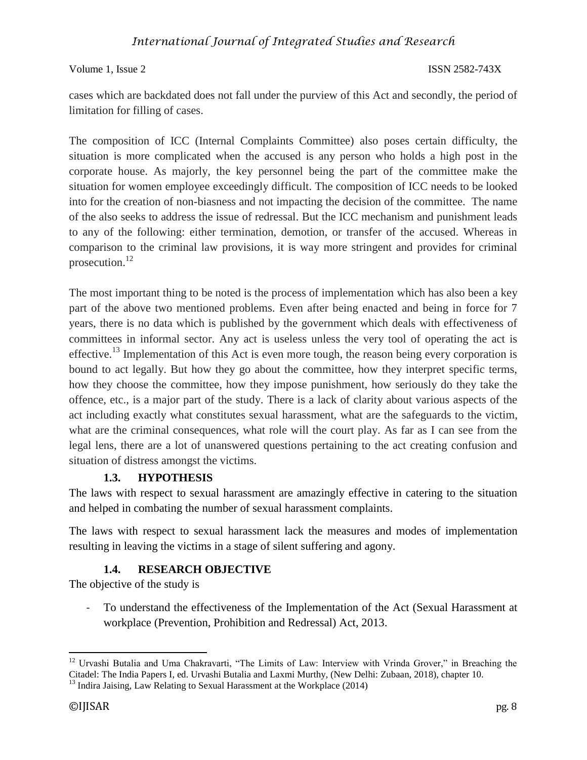cases which are backdated does not fall under the purview of this Act and secondly, the period of limitation for filling of cases.

The composition of ICC (Internal Complaints Committee) also poses certain difficulty, the situation is more complicated when the accused is any person who holds a high post in the corporate house. As majorly, the key personnel being the part of the committee make the situation for women employee exceedingly difficult. The composition of ICC needs to be looked into for the creation of non-biasness and not impacting the decision of the committee. The name of the also seeks to address the issue of redressal. But the ICC mechanism and punishment leads to any of the following: either termination, demotion, or transfer of the accused. Whereas in comparison to the criminal law provisions, it is way more stringent and provides for criminal prosecution.[12]

The most important thing to be noted is the process of implementation which has also been a key part of the above two mentioned problems. Even after being enacted and being in force for 7 years, there is no data which is published by the government which deals with effectiveness of committees in informal sector. Any act is useless unless the very tool of operating the act is effective.[13] Implementation of this Act is even more tough, the reason being every corporation is bound to act legally. But how they go about the committee, how they interpret specific terms, how they choose the committee, how they impose punishment, how seriously do they take the offence, etc., is a major part of the study. There is a lack of clarity about various aspects of the act including exactly what constitutes sexual harassment, what are the safeguards to the victim, what are the criminal consequences, what role will the court play. As far as I can see from the legal lens, there are a lot of unanswered questions pertaining to the act creating confusion and situation of distress amongst the victims.

### 1.3. HYPOTHESIS

The laws with respect to sexual harassment are amazingly effective in catering to the situation and helped in combating the number of sexual harassment complaints.

The laws with respect to sexual harassment lack the measures and modes of implementation resulting in leaving the victims in a stage of silent suffering and agony.

### 1.4. RESEARCH OBJECTIVE

The objective of the study is

- To understand the effectiveness of the Implementation of the Act (Sexual Harassment at workplace (Prevention, Prohibition and Redressal) Act, 2013.

---

[12] Urvashi Butalia and Uma Chakravarti, "The Limits of Law: Interview with Vrinda Grover," in Breaching the Citadel: The India Papers I, ed. Urvashi Butalia and Laxmi Murthy, (New Delhi: Zubaan, 2018), chapter 10.

[13] Indira Jaising, Law Relating to Sexual Harassment at the Workplace (2014)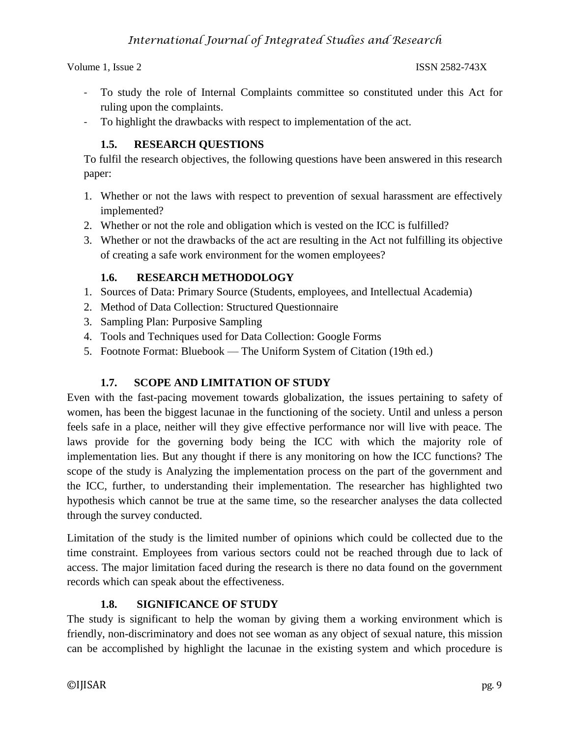- To study the role of Internal Complaints committee so constituted under this Act for ruling upon the complaints.
- To highlight the drawbacks with respect to implementation of the act.

### 1.5. RESEARCH QUESTIONS

To fulfil the research objectives, the following questions have been answered in this research paper:

1. Whether or not the laws with respect to prevention of sexual harassment are effectively implemented?
2. Whether or not the role and obligation which is vested on the ICC is fulfilled?
3. Whether or not the drawbacks of the act are resulting in the Act not fulfilling its objective of creating a safe work environment for the women employees?

### 1.6. RESEARCH METHODOLOGY

1. Sources of Data: Primary Source (Students, employees, and Intellectual Academia)
2. Method of Data Collection: Structured Questionnaire
3. Sampling Plan: Purposive Sampling
4. Tools and Techniques used for Data Collection: Google Forms
5. Footnote Format: Bluebook — The Uniform System of Citation (19th ed.)

### 1.7. SCOPE AND LIMITATION OF STUDY

Even with the fast-pacing movement towards globalization, the issues pertaining to safety of women, has been the biggest lacunae in the functioning of the society. Until and unless a person feels safe in a place, neither will they give effective performance nor will live with peace. The laws provide for the governing body being the ICC with which the majority role of implementation lies. But any thought if there is any monitoring on how the ICC functions? The scope of the study is Analyzing the implementation process on the part of the government and the ICC, further, to understanding their implementation. The researcher has highlighted two hypothesis which cannot be true at the same time, so the researcher analyses the data collected through the survey conducted.

Limitation of the study is the limited number of opinions which could be collected due to the time constraint. Employees from various sectors could not be reached through due to lack of access. The major limitation faced during the research is there no data found on the government records which can speak about the effectiveness.

### 1.8. SIGNIFICANCE OF STUDY

The study is significant to help the woman by giving them a working environment which is friendly, non-discriminatory and does not see woman as any object of sexual nature, this mission can be accomplished by highlight the lacunae in the existing system and which procedure is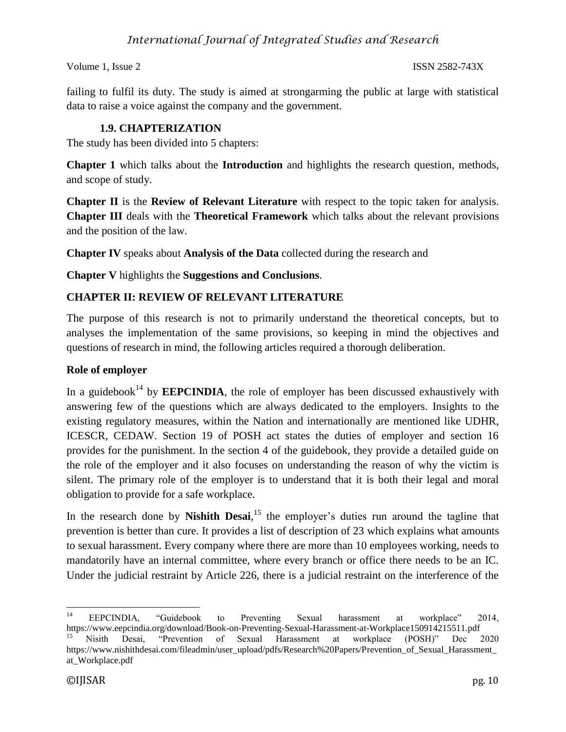failing to fulfil its duty. The study is aimed at strongarming the public at large with statistical data to raise a voice against the company and the government.

### 1.9. CHAPTERIZATION

The study has been divided into 5 chapters:

**Chapter 1** which talks about the **Introduction** and highlights the research question, methods, and scope of study.

**Chapter II** is the **Review of Relevant Literature** with respect to the topic taken for analysis. **Chapter III** deals with the **Theoretical Framework** which talks about the relevant provisions and the position of the law.

**Chapter IV** speaks about **Analysis of the Data** collected during the research and

**Chapter V** highlights the **Suggestions and Conclusions**.

## CHAPTER II: REVIEW OF RELEVANT LITERATURE

The purpose of this research is not to primarily understand the theoretical concepts, but to analyses the implementation of the same provisions, so keeping in mind the objectives and questions of research in mind, the following articles required a thorough deliberation.

### Role of employer

In a guidebook[14] by **EEPCINDIA**, the role of employer has been discussed exhaustively with answering few of the questions which are always dedicated to the employers. Insights to the existing regulatory measures, within the Nation and internationally are mentioned like UDHR, ICESCR, CEDAW. Section 19 of POSH act states the duties of employer and section 16 provides for the punishment. In the section 4 of the guidebook, they provide a detailed guide on the role of the employer and it also focuses on understanding the reason of why the victim is silent. The primary role of the employer is to understand that it is both their legal and moral obligation to provide for a safe workplace.

In the research done by **Nishith Desai**,[15] the employer's duties run around the tagline that prevention is better than cure. It provides a list of description of 23 which explains what amounts to sexual harassment. Every company where there are more than 10 employees working, needs to mandatorily have an internal committee, where every branch or office there needs to be an IC. Under the judicial restraint by Article 226, there is a judicial restraint on the interference of the

---

[14] EEPCINDIA, "Guidebook to Preventing Sexual harassment at workplace" 2014, https://www.eepcindia.org/download/Book-on-Preventing-Sexual-Harassment-at-Workplace150914215511.pdf

[15] Nisith Desai, "Prevention of Sexual Harassment at workplace (POSH)" Dec 2020 https://www.nishithdesai.com/fileadmin/user_upload/pdfs/Research%20Papers/Prevention_of_Sexual_Harassment_at_Workplace.pdf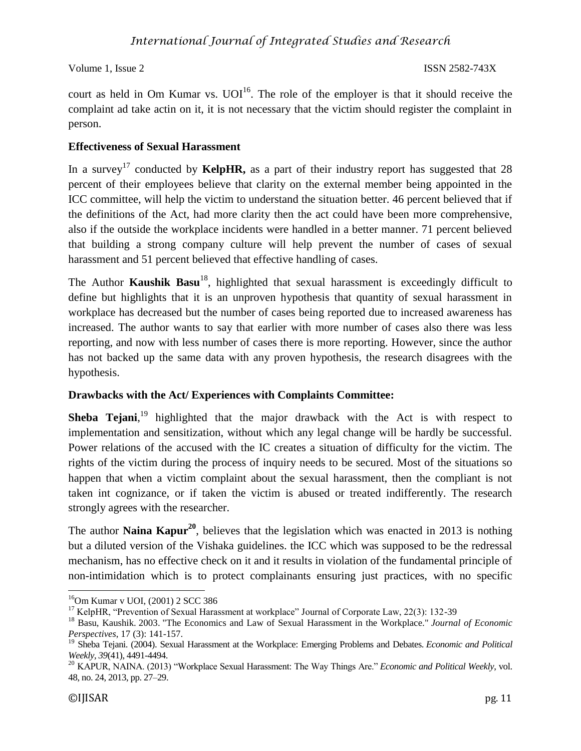court as held in Om Kumar vs. UOI[16]. The role of the employer is that it should receive the complaint ad take actin on it, it is not necessary that the victim should register the complaint in person.

**Effectiveness of Sexual Harassment**

In a survey[17] conducted by **KelpHR,** as a part of their industry report has suggested that 28 percent of their employees believe that clarity on the external member being appointed in the ICC committee, will help the victim to understand the situation better. 46 percent believed that if the definitions of the Act, had more clarity then the act could have been more comprehensive, also if the outside the workplace incidents were handled in a better manner. 71 percent believed that building a strong company culture will help prevent the number of cases of sexual harassment and 51 percent believed that effective handling of cases.

The Author **Kaushik Basu**[18], highlighted that sexual harassment is exceedingly difficult to define but highlights that it is an unproven hypothesis that quantity of sexual harassment in workplace has decreased but the number of cases being reported due to increased awareness has increased. The author wants to say that earlier with more number of cases also there was less reporting, and now with less number of cases there is more reporting. However, since the author has not backed up the same data with any proven hypothesis, the research disagrees with the hypothesis.

**Drawbacks with the Act/ Experiences with Complaints Committee:**

**Sheba Tejani**,[19] highlighted that the major drawback with the Act is with respect to implementation and sensitization, without which any legal change will be hardly be successful. Power relations of the accused with the IC creates a situation of difficulty for the victim. The rights of the victim during the process of inquiry needs to be secured. Most of the situations so happen that when a victim complaint about the sexual harassment, then the compliant is not taken int cognizance, or if taken the victim is abused or treated indifferently. The research strongly agrees with the researcher.

The author **Naina Kapur[20]**, believes that the legislation which was enacted in 2013 is nothing but a diluted version of the Vishaka guidelines. the ICC which was supposed to be the redressal mechanism, has no effective check on it and it results in violation of the fundamental principle of non-intimidation which is to protect complainants ensuring just practices, with no specific

---

[16] Om Kumar v UOI, (2001) 2 SCC 386

[17] KelpHR, "Prevention of Sexual Harassment at workplace" Journal of Corporate Law, 22(3): 132-39

[18] Basu, Kaushik. 2003. "The Economics and Law of Sexual Harassment in the Workplace." *Journal of Economic Perspectives*, 17 (3): 141-157.

[19] Sheba Tejani. (2004). Sexual Harassment at the Workplace: Emerging Problems and Debates. *Economic and Political Weekly, 39*(41), 4491-4494.

[20] KAPUR, NAINA. (2013) "Workplace Sexual Harassment: The Way Things Are." *Economic and Political Weekly*, vol. 48, no. 24, 2013, pp. 27–29.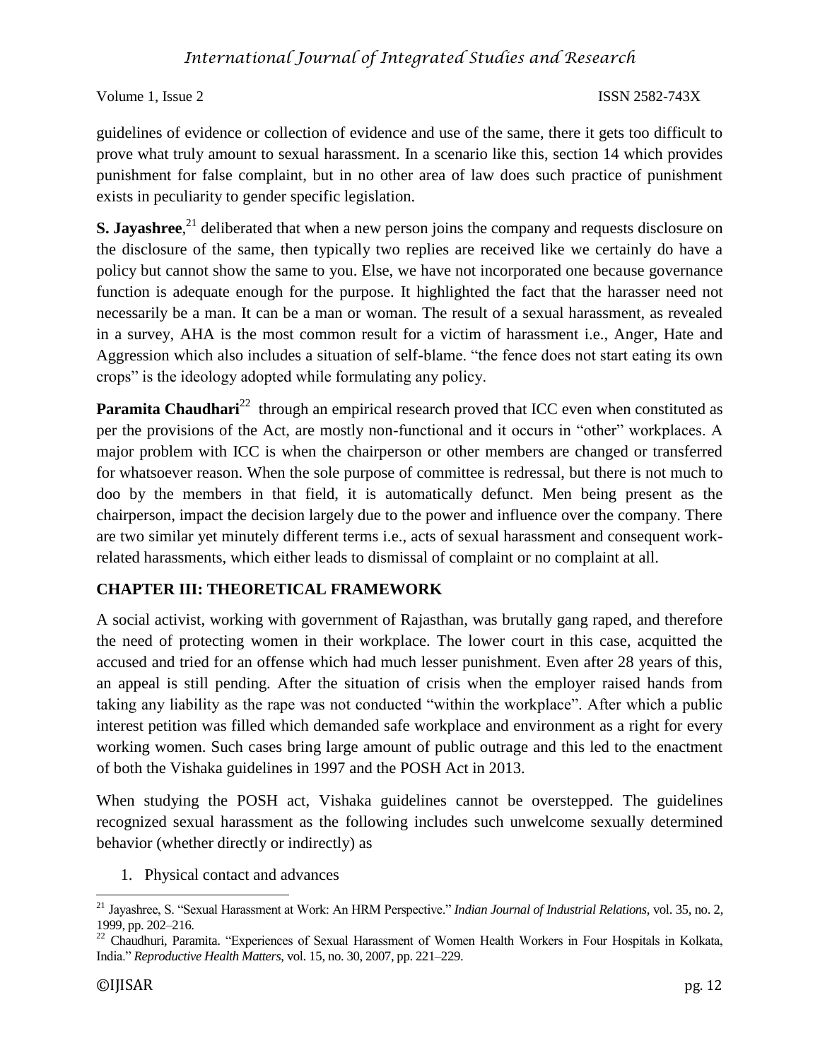guidelines of evidence or collection of evidence and use of the same, there it gets too difficult to prove what truly amount to sexual harassment. In a scenario like this, section 14 which provides punishment for false complaint, but in no other area of law does such practice of punishment exists in peculiarity to gender specific legislation.

**S. Jayashree**,[21] deliberated that when a new person joins the company and requests disclosure on the disclosure of the same, then typically two replies are received like we certainly do have a policy but cannot show the same to you. Else, we have not incorporated one because governance function is adequate enough for the purpose. It highlighted the fact that the harasser need not necessarily be a man. It can be a man or woman. The result of a sexual harassment, as revealed in a survey, AHA is the most common result for a victim of harassment i.e., Anger, Hate and Aggression which also includes a situation of self-blame. "the fence does not start eating its own crops" is the ideology adopted while formulating any policy.

**Paramita Chaudhari**[22] through an empirical research proved that ICC even when constituted as per the provisions of the Act, are mostly non-functional and it occurs in "other" workplaces. A major problem with ICC is when the chairperson or other members are changed or transferred for whatsoever reason. When the sole purpose of committee is redressal, but there is not much to doo by the members in that field, it is automatically defunct. Men being present as the chairperson, impact the decision largely due to the power and influence over the company. There are two similar yet minutely different terms i.e., acts of sexual harassment and consequent work-related harassments, which either leads to dismissal of complaint or no complaint at all.

## CHAPTER III: THEORETICAL FRAMEWORK

A social activist, working with government of Rajasthan, was brutally gang raped, and therefore the need of protecting women in their workplace. The lower court in this case, acquitted the accused and tried for an offense which had much lesser punishment. Even after 28 years of this, an appeal is still pending. After the situation of crisis when the employer raised hands from taking any liability as the rape was not conducted "within the workplace". After which a public interest petition was filled which demanded safe workplace and environment as a right for every working women. Such cases bring large amount of public outrage and this led to the enactment of both the Vishaka guidelines in 1997 and the POSH Act in 2013.

When studying the POSH act, Vishaka guidelines cannot be overstepped. The guidelines recognized sexual harassment as the following includes such unwelcome sexually determined behavior (whether directly or indirectly) as

1. Physical contact and advances

---

[21] Jayashree, S. "Sexual Harassment at Work: An HRM Perspective." *Indian Journal of Industrial Relations*, vol. 35, no. 2, 1999, pp. 202–216.

[22] Chaudhuri, Paramita. "Experiences of Sexual Harassment of Women Health Workers in Four Hospitals in Kolkata, India." *Reproductive Health Matters*, vol. 15, no. 30, 2007, pp. 221–229.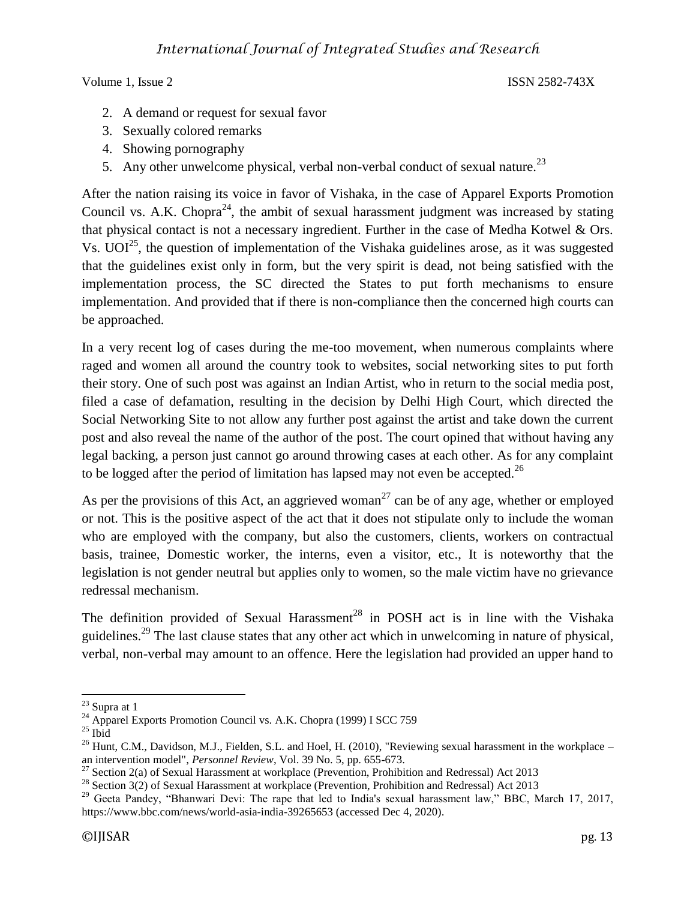2. A demand or request for sexual favor
3. Sexually colored remarks
4. Showing pornography
5. Any other unwelcome physical, verbal non-verbal conduct of sexual nature.[23]

After the nation raising its voice in favor of Vishaka, in the case of Apparel Exports Promotion Council vs. A.K. Chopra[24], the ambit of sexual harassment judgment was increased by stating that physical contact is not a necessary ingredient. Further in the case of Medha Kotwel & Ors. Vs. UOI[25], the question of implementation of the Vishaka guidelines arose, as it was suggested that the guidelines exist only in form, but the very spirit is dead, not being satisfied with the implementation process, the SC directed the States to put forth mechanisms to ensure implementation. And provided that if there is non-compliance then the concerned high courts can be approached.

In a very recent log of cases during the me-too movement, when numerous complaints where raged and women all around the country took to websites, social networking sites to put forth their story. One of such post was against an Indian Artist, who in return to the social media post, filed a case of defamation, resulting in the decision by Delhi High Court, which directed the Social Networking Site to not allow any further post against the artist and take down the current post and also reveal the name of the author of the post. The court opined that without having any legal backing, a person just cannot go around throwing cases at each other. As for any complaint to be logged after the period of limitation has lapsed may not even be accepted.[26]

As per the provisions of this Act, an aggrieved woman[27] can be of any age, whether or employed or not. This is the positive aspect of the act that it does not stipulate only to include the woman who are employed with the company, but also the customers, clients, workers on contractual basis, trainee, Domestic worker, the interns, even a visitor, etc., It is noteworthy that the legislation is not gender neutral but applies only to women, so the male victim have no grievance redressal mechanism.

The definition provided of Sexual Harassment[28] in POSH act is in line with the Vishaka guidelines.[29] The last clause states that any other act which in unwelcoming in nature of physical, verbal, non-verbal may amount to an offence. Here the legislation had provided an upper hand to

---

[23] Supra at 1

[24] Apparel Exports Promotion Council vs. A.K. Chopra (1999) I SCC 759

[25] Ibid

[26] Hunt, C.M., Davidson, M.J., Fielden, S.L. and Hoel, H. (2010), "Reviewing sexual harassment in the workplace – an intervention model", *Personnel Review*, Vol. 39 No. 5, pp. 655-673.

[27] Section 2(a) of Sexual Harassment at workplace (Prevention, Prohibition and Redressal) Act 2013

[28] Section 3(2) of Sexual Harassment at workplace (Prevention, Prohibition and Redressal) Act 2013

[29] Geeta Pandey, "Bhanwari Devi: The rape that led to India's sexual harassment law," BBC, March 17, 2017, https://www.bbc.com/news/world-asia-india-39265653 (accessed Dec 4, 2020).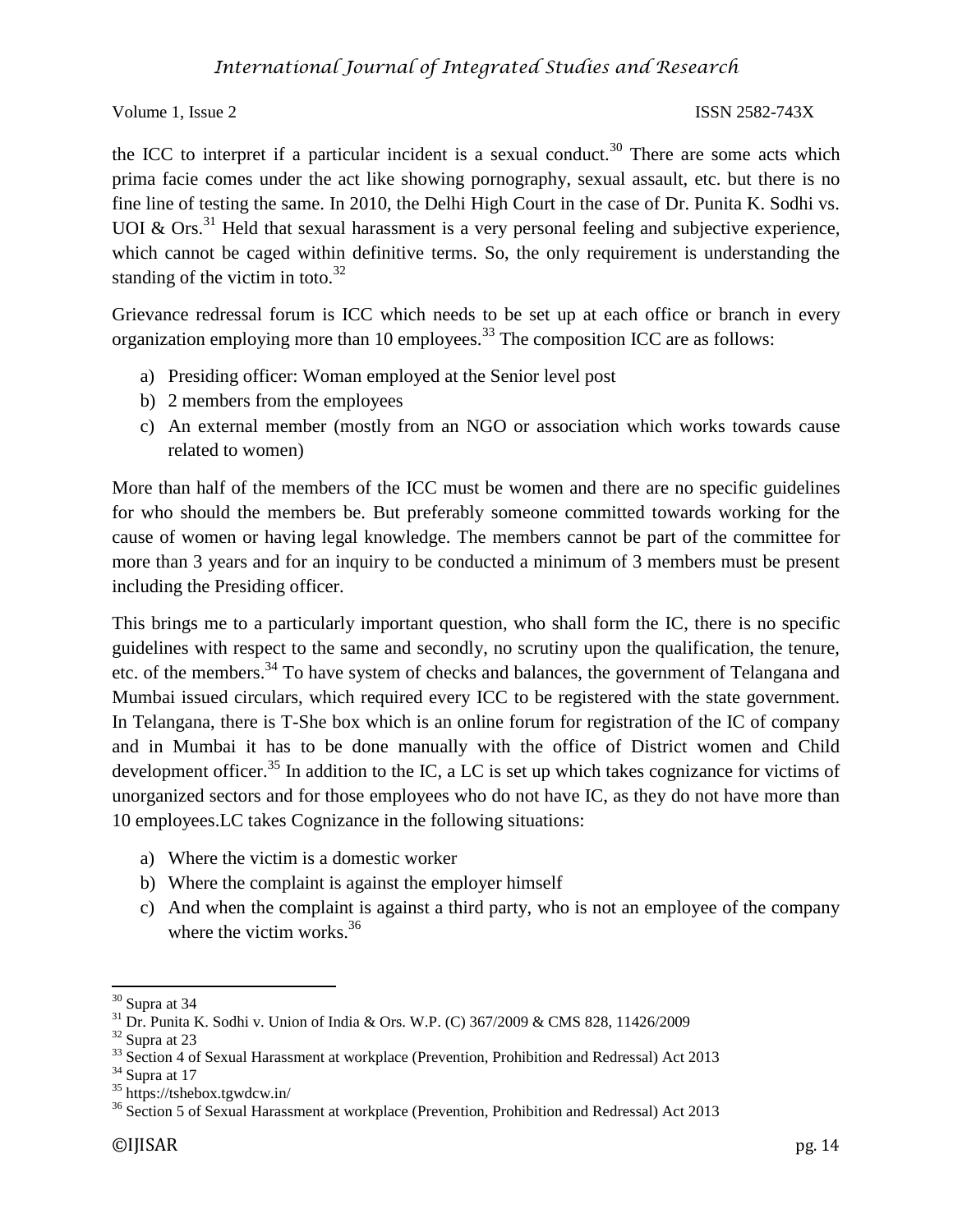the ICC to interpret if a particular incident is a sexual conduct.[30] There are some acts which prima facie comes under the act like showing pornography, sexual assault, etc. but there is no fine line of testing the same. In 2010, the Delhi High Court in the case of Dr. Punita K. Sodhi vs. UOI & Ors.[31] Held that sexual harassment is a very personal feeling and subjective experience, which cannot be caged within definitive terms. So, the only requirement is understanding the standing of the victim in toto.[32]

Grievance redressal forum is ICC which needs to be set up at each office or branch in every organization employing more than 10 employees.[33] The composition ICC are as follows:

a) Presiding officer: Woman employed at the Senior level post
b) 2 members from the employees
c) An external member (mostly from an NGO or association which works towards cause related to women)

More than half of the members of the ICC must be women and there are no specific guidelines for who should the members be. But preferably someone committed towards working for the cause of women or having legal knowledge. The members cannot be part of the committee for more than 3 years and for an inquiry to be conducted a minimum of 3 members must be present including the Presiding officer.

This brings me to a particularly important question, who shall form the IC, there is no specific guidelines with respect to the same and secondly, no scrutiny upon the qualification, the tenure, etc. of the members.[34] To have system of checks and balances, the government of Telangana and Mumbai issued circulars, which required every ICC to be registered with the state government. In Telangana, there is T-She box which is an online forum for registration of the IC of company and in Mumbai it has to be done manually with the office of District women and Child development officer.[35] In addition to the IC, a LC is set up which takes cognizance for victims of unorganized sectors and for those employees who do not have IC, as they do not have more than 10 employees.LC takes Cognizance in the following situations:

a) Where the victim is a domestic worker
b) Where the complaint is against the employer himself
c) And when the complaint is against a third party, who is not an employee of the company where the victim works.[36]

---

[30] Supra at 34
[31] Dr. Punita K. Sodhi v. Union of India & Ors. W.P. (C) 367/2009 & CMS 828, 11426/2009
[32] Supra at 23
[33] Section 4 of Sexual Harassment at workplace (Prevention, Prohibition and Redressal) Act 2013
[34] Supra at 17
[35] https://tshebox.tgwdcw.in/
[36] Section 5 of Sexual Harassment at workplace (Prevention, Prohibition and Redressal) Act 2013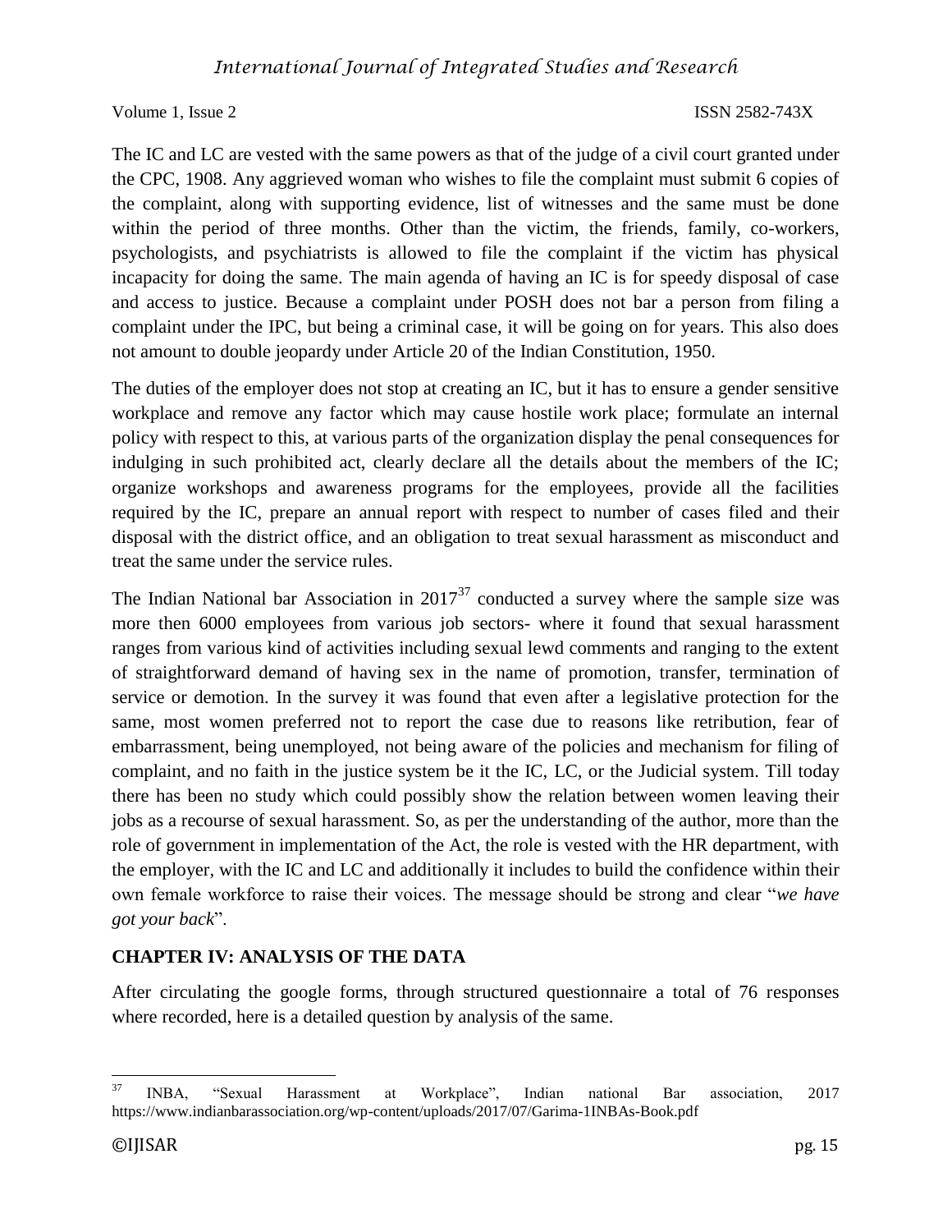The IC and LC are vested with the same powers as that of the judge of a civil court granted under the CPC, 1908. Any aggrieved woman who wishes to file the complaint must submit 6 copies of the complaint, along with supporting evidence, list of witnesses and the same must be done within the period of three months. Other than the victim, the friends, family, co-workers, psychologists, and psychiatrists is allowed to file the complaint if the victim has physical incapacity for doing the same. The main agenda of having an IC is for speedy disposal of case and access to justice. Because a complaint under POSH does not bar a person from filing a complaint under the IPC, but being a criminal case, it will be going on for years. This also does not amount to double jeopardy under Article 20 of the Indian Constitution, 1950.

The duties of the employer does not stop at creating an IC, but it has to ensure a gender sensitive workplace and remove any factor which may cause hostile work place; formulate an internal policy with respect to this, at various parts of the organization display the penal consequences for indulging in such prohibited act, clearly declare all the details about the members of the IC; organize workshops and awareness programs for the employees, provide all the facilities required by the IC, prepare an annual report with respect to number of cases filed and their disposal with the district office, and an obligation to treat sexual harassment as misconduct and treat the same under the service rules.

The Indian National bar Association in 2017[37] conducted a survey where the sample size was more then 6000 employees from various job sectors- where it found that sexual harassment ranges from various kind of activities including sexual lewd comments and ranging to the extent of straightforward demand of having sex in the name of promotion, transfer, termination of service or demotion. In the survey it was found that even after a legislative protection for the same, most women preferred not to report the case due to reasons like retribution, fear of embarrassment, being unemployed, not being aware of the policies and mechanism for filing of complaint, and no faith in the justice system be it the IC, LC, or the Judicial system. Till today there has been no study which could possibly show the relation between women leaving their jobs as a recourse of sexual harassment. So, as per the understanding of the author, more than the role of government in implementation of the Act, the role is vested with the HR department, with the employer, with the IC and LC and additionally it includes to build the confidence within their own female workforce to raise their voices. The message should be strong and clear "*we have got your back*".

## CHAPTER IV: ANALYSIS OF THE DATA

After circulating the google forms, through structured questionnaire a total of 76 responses where recorded, here is a detailed question by analysis of the same.

---

[37] INBA, "Sexual Harassment at Workplace", Indian national Bar association, 2017 https://www.indianbarassociation.org/wp-content/uploads/2017/07/Garima-1INBAs-Book.pdf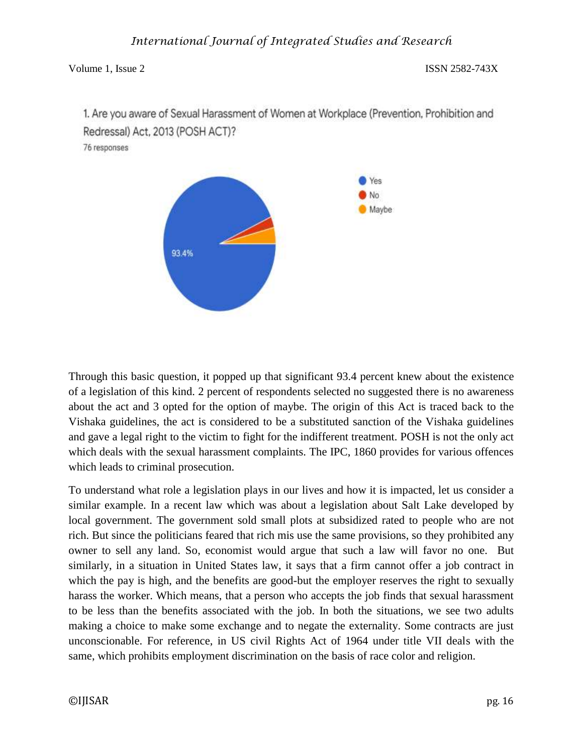1. Are you aware of Sexual Harassment of Women at Workplace (Prevention, Prohibition and Redressal) Act, 2013 (POSH ACT)?

76 responses

Yes
No
Maybe

93.4%

Through this basic question, it popped up that significant 93.4 percent knew about the existence of a legislation of this kind. 2 percent of respondents selected no suggested there is no awareness about the act and 3 opted for the option of maybe. The origin of this Act is traced back to the Vishaka guidelines, the act is considered to be a substituted sanction of the Vishaka guidelines and gave a legal right to the victim to fight for the indifferent treatment. POSH is not the only act which deals with the sexual harassment complaints. The IPC, 1860 provides for various offences which leads to criminal prosecution.

To understand what role a legislation plays in our lives and how it is impacted, let us consider a similar example. In a recent law which was about a legislation about Salt Lake developed by local government. The government sold small plots at subsidized rated to people who are not rich. But since the politicians feared that rich mis use the same provisions, so they prohibited any owner to sell any land. So, economist would argue that such a law will favor no one. But similarly, in a situation in United States law, it says that a firm cannot offer a job contract in which the pay is high, and the benefits are good-but the employer reserves the right to sexually harass the worker. Which means, that a person who accepts the job finds that sexual harassment to be less than the benefits associated with the job. In both the situations, we see two adults making a choice to make some exchange and to negate the externality. Some contracts are just unconscionable. For reference, in US civil Rights Act of 1964 under title VII deals with the same, which prohibits employment discrimination on the basis of race color and religion.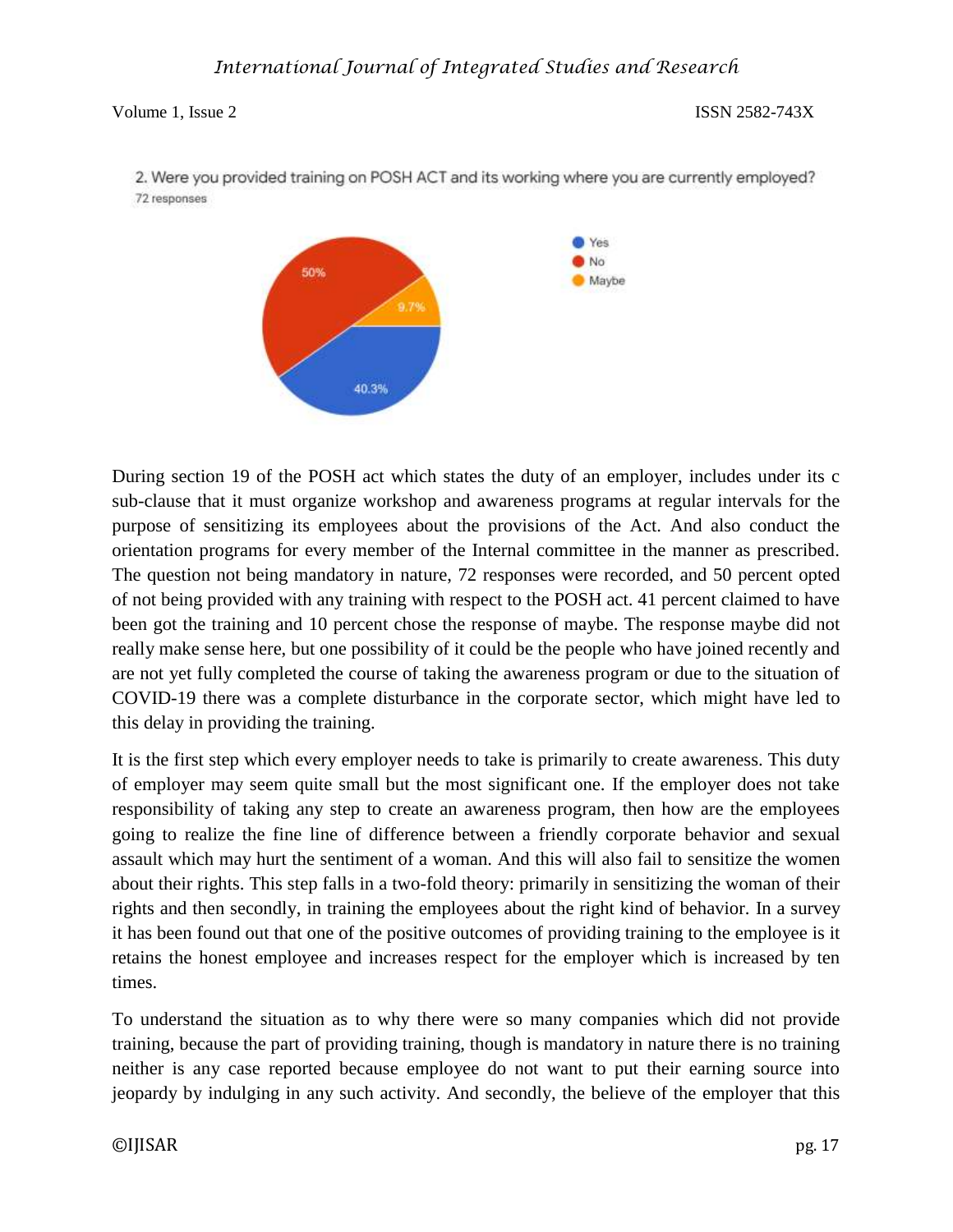2. Were you provided training on POSH ACT and its working where you are currently employed?
72 responses

- Yes: 40.3%
- No: 50%
- Maybe: 9.7%

During section 19 of the POSH act which states the duty of an employer, includes under its c sub-clause that it must organize workshop and awareness programs at regular intervals for the purpose of sensitizing its employees about the provisions of the Act. And also conduct the orientation programs for every member of the Internal committee in the manner as prescribed. The question not being mandatory in nature, 72 responses were recorded, and 50 percent opted of not being provided with any training with respect to the POSH act. 41 percent claimed to have been got the training and 10 percent chose the response of maybe. The response maybe did not really make sense here, but one possibility of it could be the people who have joined recently and are not yet fully completed the course of taking the awareness program or due to the situation of COVID-19 there was a complete disturbance in the corporate sector, which might have led to this delay in providing the training.

It is the first step which every employer needs to take is primarily to create awareness. This duty of employer may seem quite small but the most significant one. If the employer does not take responsibility of taking any step to create an awareness program, then how are the employees going to realize the fine line of difference between a friendly corporate behavior and sexual assault which may hurt the sentiment of a woman. And this will also fail to sensitize the women about their rights. This step falls in a two-fold theory: primarily in sensitizing the woman of their rights and then secondly, in training the employees about the right kind of behavior. In a survey it has been found out that one of the positive outcomes of providing training to the employee is it retains the honest employee and increases respect for the employer which is increased by ten times.

To understand the situation as to why there were so many companies which did not provide training, because the part of providing training, though is mandatory in nature there is no training neither is any case reported because employee do not want to put their earning source into jeopardy by indulging in any such activity. And secondly, the believe of the employer that this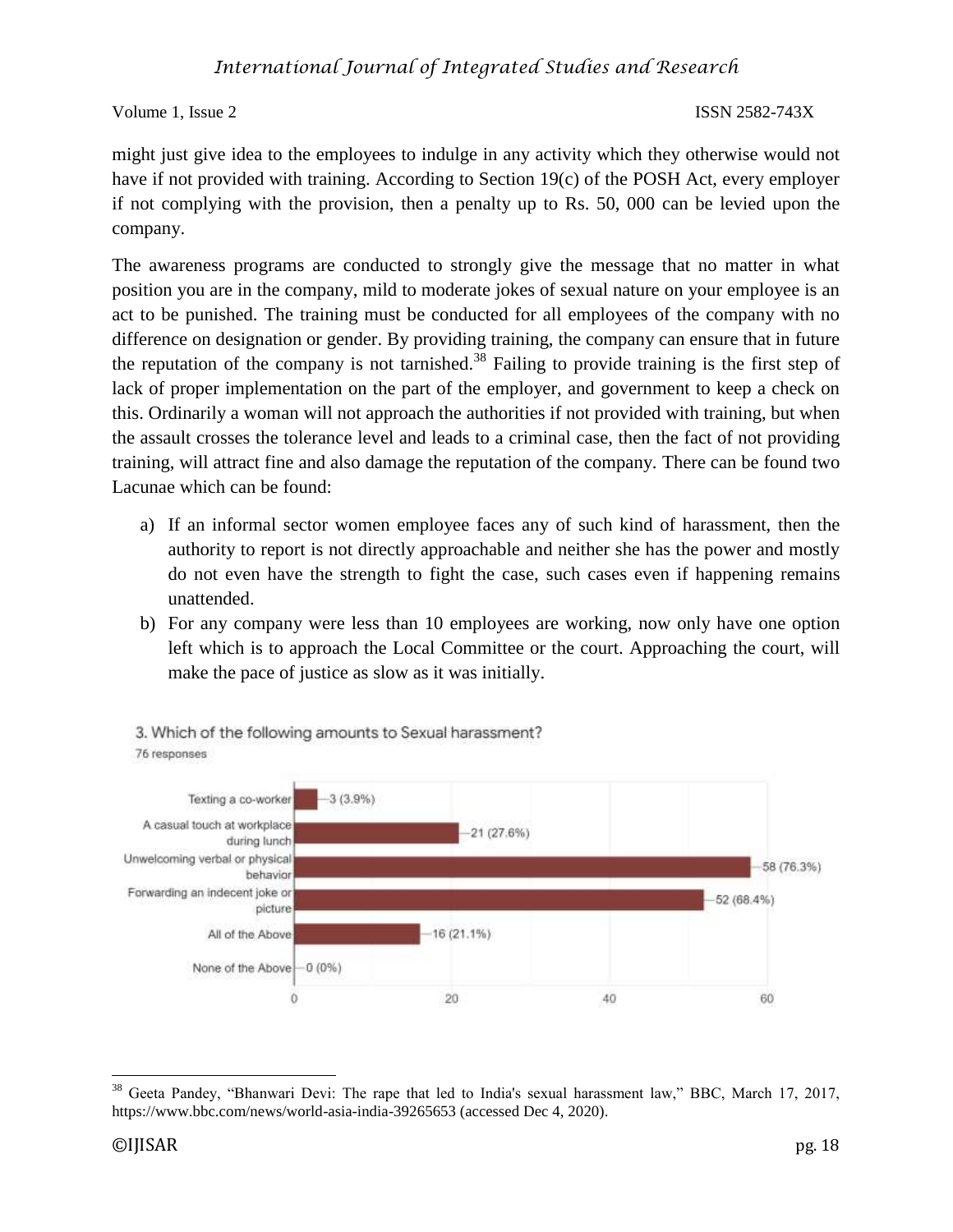might just give idea to the employees to indulge in any activity which they otherwise would not have if not provided with training. According to Section 19(c) of the POSH Act, every employer if not complying with the provision, then a penalty up to Rs. 50, 000 can be levied upon the company.

The awareness programs are conducted to strongly give the message that no matter in what position you are in the company, mild to moderate jokes of sexual nature on your employee is an act to be punished. The training must be conducted for all employees of the company with no difference on designation or gender. By providing training, the company can ensure that in future the reputation of the company is not tarnished.[38] Failing to provide training is the first step of lack of proper implementation on the part of the employer, and government to keep a check on this. Ordinarily a woman will not approach the authorities if not provided with training, but when the assault crosses the tolerance level and leads to a criminal case, then the fact of not providing training, will attract fine and also damage the reputation of the company. There can be found two Lacunae which can be found:

a) If an informal sector women employee faces any of such kind of harassment, then the authority to report is not directly approachable and neither she has the power and mostly do not even have the strength to fight the case, such cases even if happening remains unattended.
b) For any company were less than 10 employees are working, now only have one option left which is to approach the Local Committee or the court. Approaching the court, will make the pace of justice as slow as it was initially.

3. Which of the following amounts to Sexual harassment?
76 responses

| Option | Responses |
| --- | --- |
| Texting a co-worker | 3 (3.9%) |
| A casual touch at workplace during lunch | 21 (27.6%) |
| Unwelcoming verbal or physical behavior | 58 (76.3%) |
| Forwarding an indecent joke or picture | 52 (68.4%) |
| All of the Above | 16 (21.1%) |
| None of the Above | 0 (0%) |

---

[38] Geeta Pandey, "Bhanwari Devi: The rape that led to India's sexual harassment law," BBC, March 17, 2017, https://www.bbc.com/news/world-asia-india-39265653 (accessed Dec 4, 2020).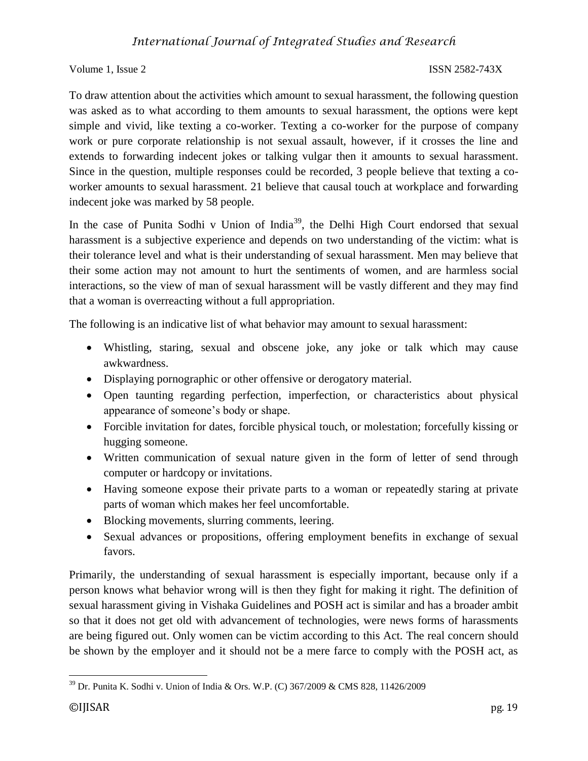To draw attention about the activities which amount to sexual harassment, the following question was asked as to what according to them amounts to sexual harassment, the options were kept simple and vivid, like texting a co-worker. Texting a co-worker for the purpose of company work or pure corporate relationship is not sexual assault, however, if it crosses the line and extends to forwarding indecent jokes or talking vulgar then it amounts to sexual harassment. Since in the question, multiple responses could be recorded, 3 people believe that texting a co-worker amounts to sexual harassment. 21 believe that causal touch at workplace and forwarding indecent joke was marked by 58 people.

In the case of Punita Sodhi v Union of India[39], the Delhi High Court endorsed that sexual harassment is a subjective experience and depends on two understanding of the victim: what is their tolerance level and what is their understanding of sexual harassment. Men may believe that their some action may not amount to hurt the sentiments of women, and are harmless social interactions, so the view of man of sexual harassment will be vastly different and they may find that a woman is overreacting without a full appropriation.

The following is an indicative list of what behavior may amount to sexual harassment:

- Whistling, staring, sexual and obscene joke, any joke or talk which may cause awkwardness.
- Displaying pornographic or other offensive or derogatory material.
- Open taunting regarding perfection, imperfection, or characteristics about physical appearance of someone's body or shape.
- Forcible invitation for dates, forcible physical touch, or molestation; forcefully kissing or hugging someone.
- Written communication of sexual nature given in the form of letter of send through computer or hardcopy or invitations.
- Having someone expose their private parts to a woman or repeatedly staring at private parts of woman which makes her feel uncomfortable.
- Blocking movements, slurring comments, leering.
- Sexual advances or propositions, offering employment benefits in exchange of sexual favors.

Primarily, the understanding of sexual harassment is especially important, because only if a person knows what behavior wrong will is then they fight for making it right. The definition of sexual harassment giving in Vishaka Guidelines and POSH act is similar and has a broader ambit so that it does not get old with advancement of technologies, were news forms of harassments are being figured out. Only women can be victim according to this Act. The real concern should be shown by the employer and it should not be a mere farce to comply with the POSH act, as

[39] Dr. Punita K. Sodhi v. Union of India & Ors. W.P. (C) 367/2009 & CMS 828, 11426/2009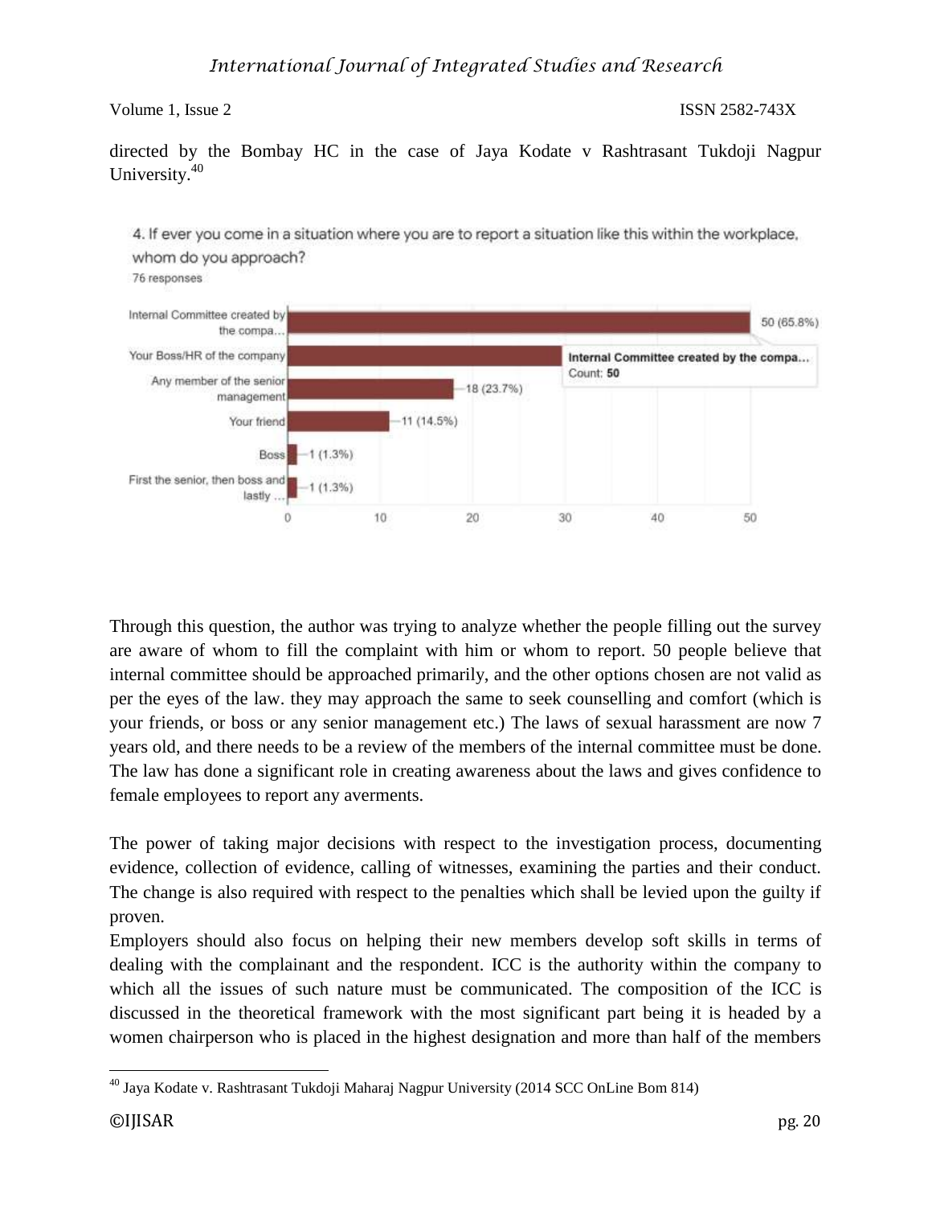directed by the Bombay HC in the case of Jaya Kodate v Rashtrasant Tukdoji Nagpur University.[40]

4. If ever you come in a situation where you are to report a situation like this within the workplace, whom do you approach?

76 responses

| Option | Responses |
|---|---|
| Internal Committee created by the compa... | 50 (65.8%) |
| Your Boss/HR of the company | |
| Any member of the senior management | 18 (23.7%) |
| Your friend | 11 (14.5%) |
| Boss | 1 (1.3%) |
| First the senior, then boss and lastly ... | 1 (1.3%) |

Through this question, the author was trying to analyze whether the people filling out the survey are aware of whom to fill the complaint with him or whom to report. 50 people believe that internal committee should be approached primarily, and the other options chosen are not valid as per the eyes of the law. they may approach the same to seek counselling and comfort (which is your friends, or boss or any senior management etc.) The laws of sexual harassment are now 7 years old, and there needs to be a review of the members of the internal committee must be done. The law has done a significant role in creating awareness about the laws and gives confidence to female employees to report any averments.

The power of taking major decisions with respect to the investigation process, documenting evidence, collection of evidence, calling of witnesses, examining the parties and their conduct. The change is also required with respect to the penalties which shall be levied upon the guilty if proven.

Employers should also focus on helping their new members develop soft skills in terms of dealing with the complainant and the respondent. ICC is the authority within the company to which all the issues of such nature must be communicated. The composition of the ICC is discussed in the theoretical framework with the most significant part being it is headed by a women chairperson who is placed in the highest designation and more than half of the members

[40] Jaya Kodate v. Rashtrasant Tukdoji Maharaj Nagpur University (2014 SCC OnLine Bom 814)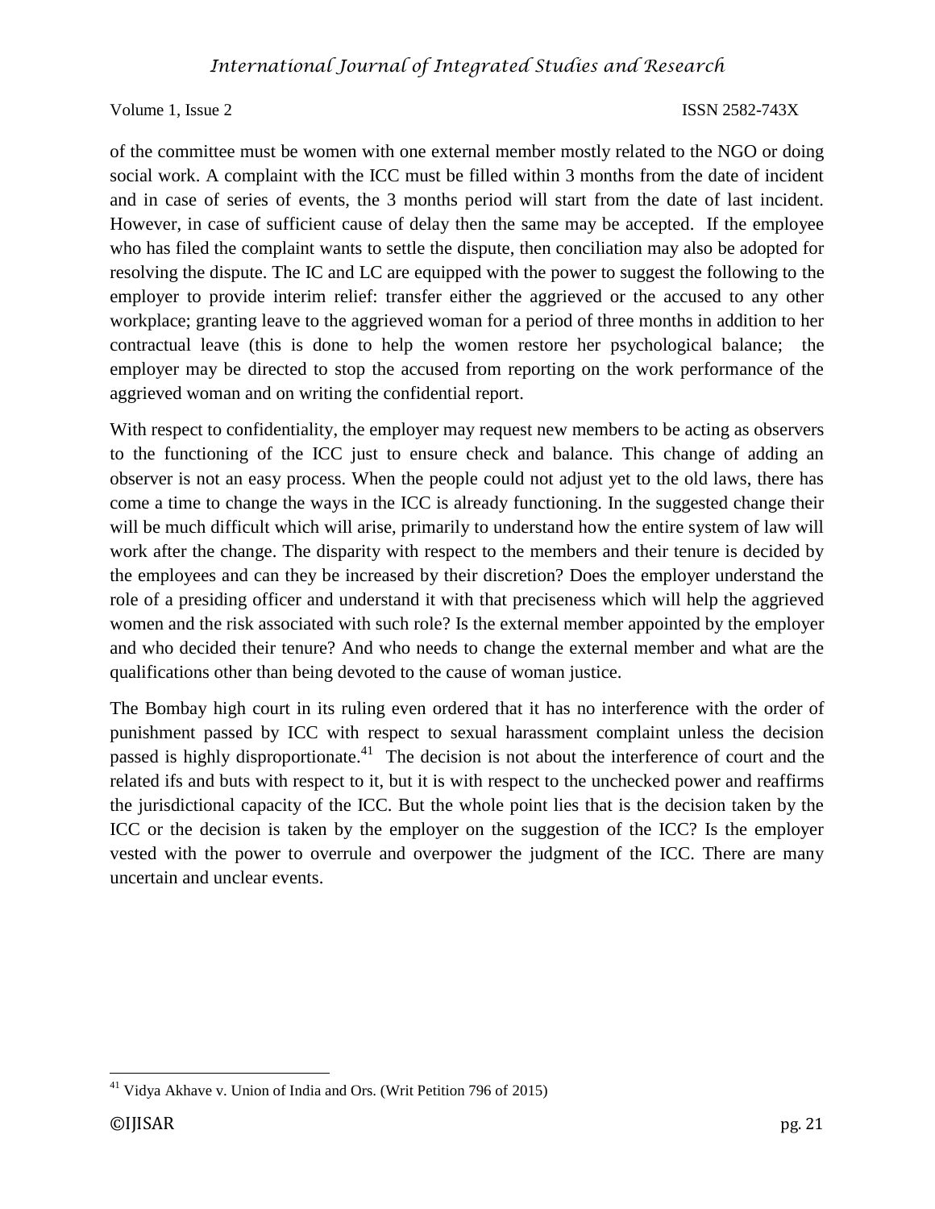of the committee must be women with one external member mostly related to the NGO or doing social work. A complaint with the ICC must be filled within 3 months from the date of incident and in case of series of events, the 3 months period will start from the date of last incident. However, in case of sufficient cause of delay then the same may be accepted. If the employee who has filed the complaint wants to settle the dispute, then conciliation may also be adopted for resolving the dispute. The IC and LC are equipped with the power to suggest the following to the employer to provide interim relief: transfer either the aggrieved or the accused to any other workplace; granting leave to the aggrieved woman for a period of three months in addition to her contractual leave (this is done to help the women restore her psychological balance; the employer may be directed to stop the accused from reporting on the work performance of the aggrieved woman and on writing the confidential report.

With respect to confidentiality, the employer may request new members to be acting as observers to the functioning of the ICC just to ensure check and balance. This change of adding an observer is not an easy process. When the people could not adjust yet to the old laws, there has come a time to change the ways in the ICC is already functioning. In the suggested change their will be much difficult which will arise, primarily to understand how the entire system of law will work after the change. The disparity with respect to the members and their tenure is decided by the employees and can they be increased by their discretion? Does the employer understand the role of a presiding officer and understand it with that preciseness which will help the aggrieved women and the risk associated with such role? Is the external member appointed by the employer and who decided their tenure? And who needs to change the external member and what are the qualifications other than being devoted to the cause of woman justice.

The Bombay high court in its ruling even ordered that it has no interference with the order of punishment passed by ICC with respect to sexual harassment complaint unless the decision passed is highly disproportionate.[41] The decision is not about the interference of court and the related ifs and buts with respect to it, but it is with respect to the unchecked power and reaffirms the jurisdictional capacity of the ICC. But the whole point lies that is the decision taken by the ICC or the decision is taken by the employer on the suggestion of the ICC? Is the employer vested with the power to overrule and overpower the judgment of the ICC. There are many uncertain and unclear events.

---

[41] Vidya Akhave v. Union of India and Ors. (Writ Petition 796 of 2015)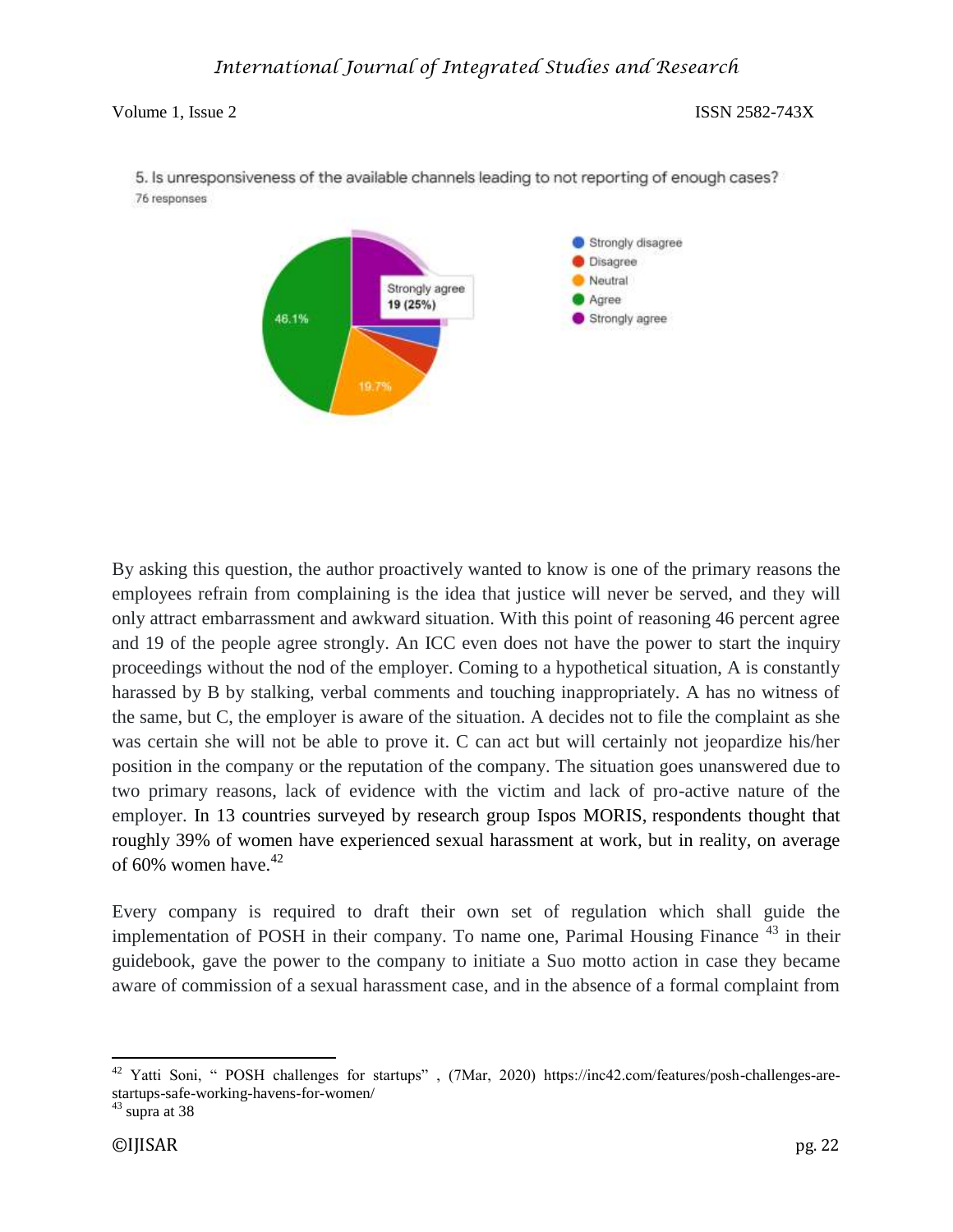5. Is unresponsiveness of the available channels leading to not reporting of enough cases?
76 responses

- Strongly disagree
- Disagree
- Neutral
- Agree
- Strongly agree

Strongly agree 19 (25%)

46.1%

19.7%

By asking this question, the author proactively wanted to know is one of the primary reasons the employees refrain from complaining is the idea that justice will never be served, and they will only attract embarrassment and awkward situation. With this point of reasoning 46 percent agree and 19 of the people agree strongly. An ICC even does not have the power to start the inquiry proceedings without the nod of the employer. Coming to a hypothetical situation, A is constantly harassed by B by stalking, verbal comments and touching inappropriately. A has no witness of the same, but C, the employer is aware of the situation. A decides not to file the complaint as she was certain she will not be able to prove it. C can act but will certainly not jeopardize his/her position in the company or the reputation of the company. The situation goes unanswered due to two primary reasons, lack of evidence with the victim and lack of pro-active nature of the employer. In 13 countries surveyed by research group Ispos MORIS, respondents thought that roughly 39% of women have experienced sexual harassment at work, but in reality, on average of 60% women have.[42]

Every company is required to draft their own set of regulation which shall guide the implementation of POSH in their company. To name one, Parimal Housing Finance [43] in their guidebook, gave the power to the company to initiate a Suo motto action in case they became aware of commission of a sexual harassment case, and in the absence of a formal complaint from

---

[42] Yatti Soni, " POSH challenges for startups" , (7Mar, 2020) https://inc42.com/features/posh-challenges-are-startups-safe-working-havens-for-women/

[43] supra at 38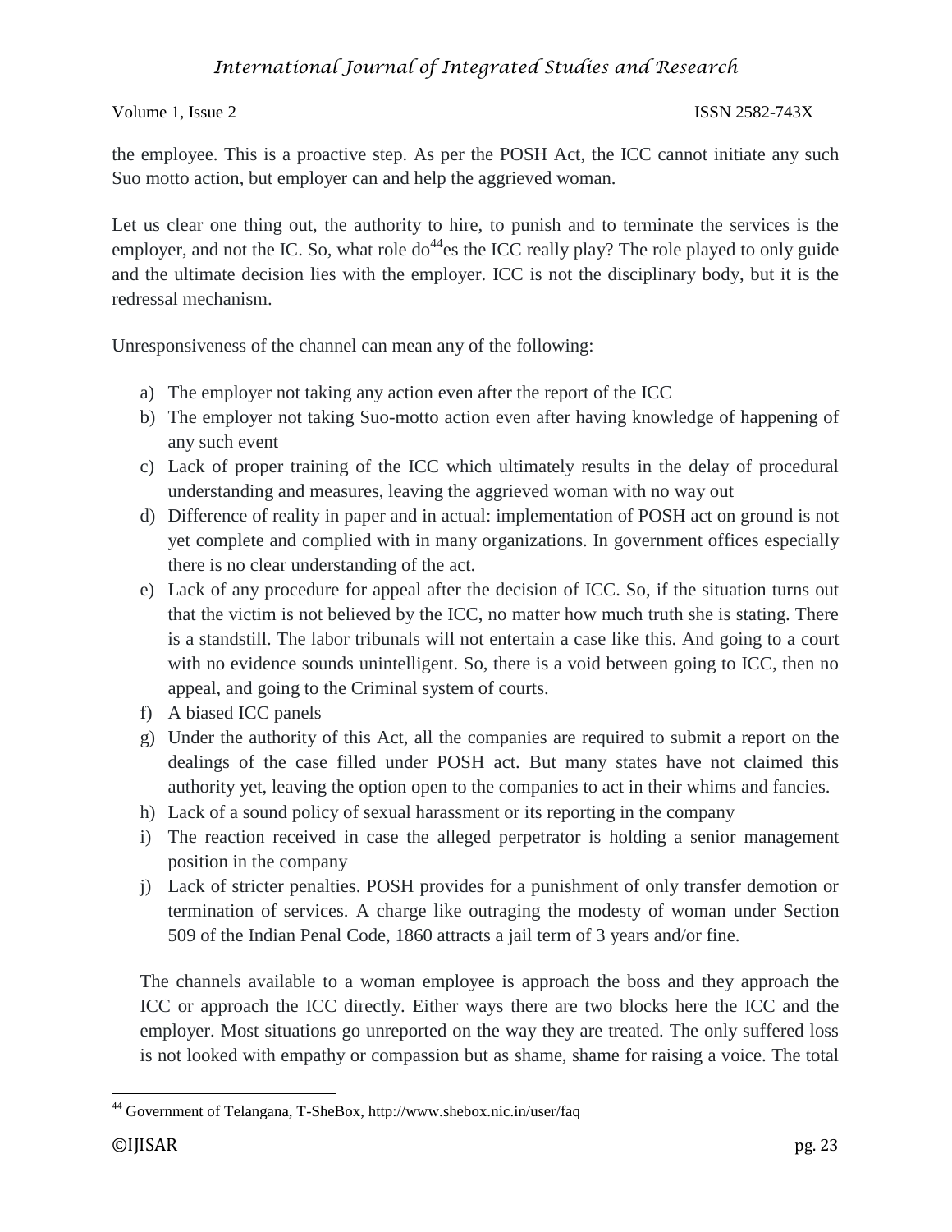the employee. This is a proactive step. As per the POSH Act, the ICC cannot initiate any such Suo motto action, but employer can and help the aggrieved woman.

Let us clear one thing out, the authority to hire, to punish and to terminate the services is the employer, and not the IC. So, what role do[44]es the ICC really play? The role played to only guide and the ultimate decision lies with the employer. ICC is not the disciplinary body, but it is the redressal mechanism.

Unresponsiveness of the channel can mean any of the following:

a) The employer not taking any action even after the report of the ICC
b) The employer not taking Suo-motto action even after having knowledge of happening of any such event
c) Lack of proper training of the ICC which ultimately results in the delay of procedural understanding and measures, leaving the aggrieved woman with no way out
d) Difference of reality in paper and in actual: implementation of POSH act on ground is not yet complete and complied with in many organizations. In government offices especially there is no clear understanding of the act.
e) Lack of any procedure for appeal after the decision of ICC. So, if the situation turns out that the victim is not believed by the ICC, no matter how much truth she is stating. There is a standstill. The labor tribunals will not entertain a case like this. And going to a court with no evidence sounds unintelligent. So, there is a void between going to ICC, then no appeal, and going to the Criminal system of courts.
f) A biased ICC panels
g) Under the authority of this Act, all the companies are required to submit a report on the dealings of the case filled under POSH act. But many states have not claimed this authority yet, leaving the option open to the companies to act in their whims and fancies.
h) Lack of a sound policy of sexual harassment or its reporting in the company
i) The reaction received in case the alleged perpetrator is holding a senior management position in the company
j) Lack of stricter penalties. POSH provides for a punishment of only transfer demotion or termination of services. A charge like outraging the modesty of woman under Section 509 of the Indian Penal Code, 1860 attracts a jail term of 3 years and/or fine.

The channels available to a woman employee is approach the boss and they approach the ICC or approach the ICC directly. Either ways there are two blocks here the ICC and the employer. Most situations go unreported on the way they are treated. The only suffered loss is not looked with empathy or compassion but as shame, shame for raising a voice. The total

[44] Government of Telangana, T-SheBox, http://www.shebox.nic.in/user/faq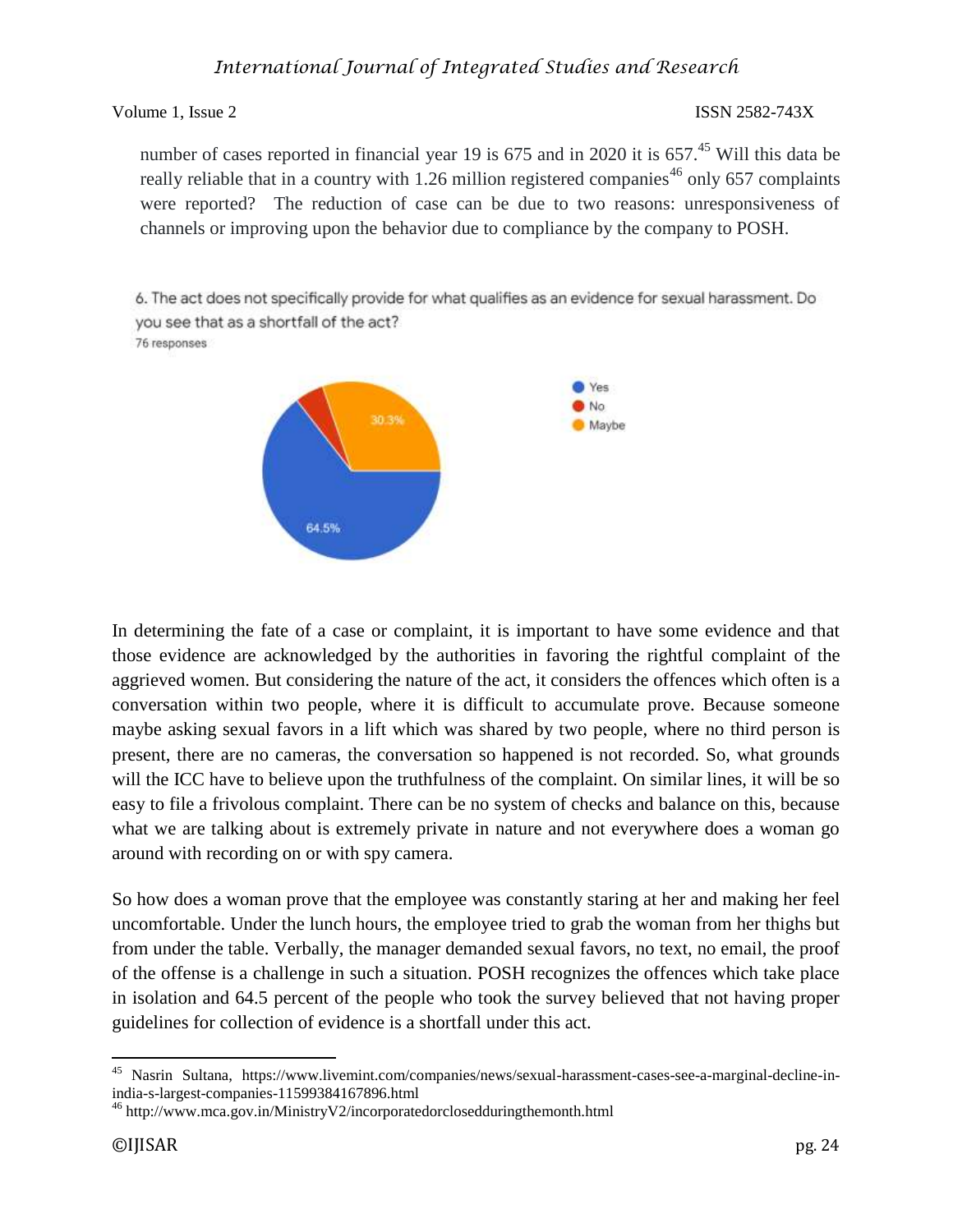number of cases reported in financial year 19 is 675 and in 2020 it is 657.[45] Will this data be really reliable that in a country with 1.26 million registered companies[46] only 657 complaints were reported? The reduction of case can be due to two reasons: unresponsiveness of channels or improving upon the behavior due to compliance by the company to POSH.

6. The act does not specifically provide for what qualifies as an evidence for sexual harassment. Do you see that as a shortfall of the act?
76 responses

- Yes: 64.5%
- No
- Maybe: 30.3%

In determining the fate of a case or complaint, it is important to have some evidence and that those evidence are acknowledged by the authorities in favoring the rightful complaint of the aggrieved women. But considering the nature of the act, it considers the offences which often is a conversation within two people, where it is difficult to accumulate prove. Because someone maybe asking sexual favors in a lift which was shared by two people, where no third person is present, there are no cameras, the conversation so happened is not recorded. So, what grounds will the ICC have to believe upon the truthfulness of the complaint. On similar lines, it will be so easy to file a frivolous complaint. There can be no system of checks and balance on this, because what we are talking about is extremely private in nature and not everywhere does a woman go around with recording on or with spy camera.

So how does a woman prove that the employee was constantly staring at her and making her feel uncomfortable. Under the lunch hours, the employee tried to grab the woman from her thighs but from under the table. Verbally, the manager demanded sexual favors, no text, no email, the proof of the offense is a challenge in such a situation. POSH recognizes the offences which take place in isolation and 64.5 percent of the people who took the survey believed that not having proper guidelines for collection of evidence is a shortfall under this act.

---

[45] Nasrin Sultana, https://www.livemint.com/companies/news/sexual-harassment-cases-see-a-marginal-decline-in-india-s-largest-companies-11599384167896.html

[46] http://www.mca.gov.in/MinistryV2/incorporatedorclosedduringthemonth.html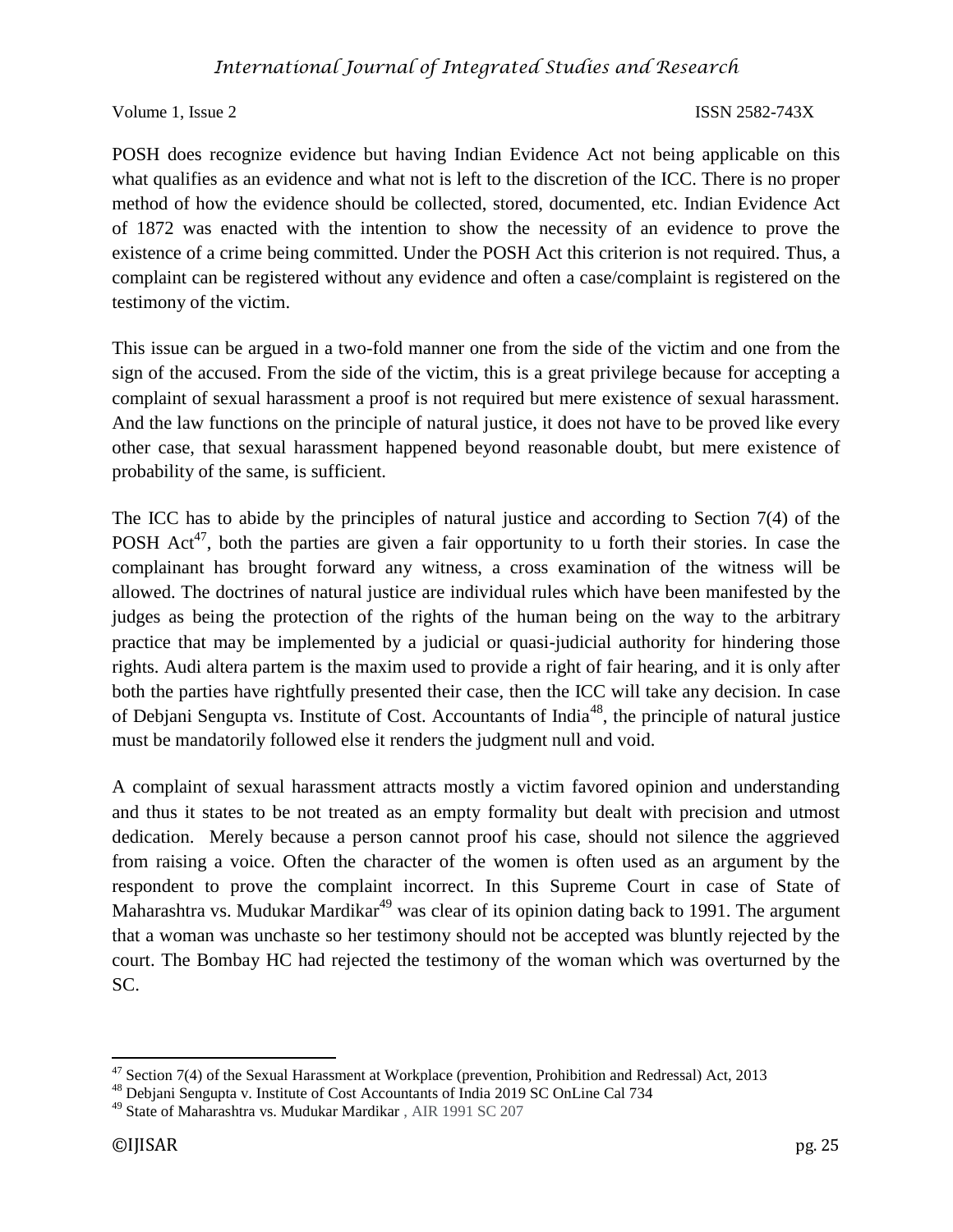POSH does recognize evidence but having Indian Evidence Act not being applicable on this what qualifies as an evidence and what not is left to the discretion of the ICC. There is no proper method of how the evidence should be collected, stored, documented, etc. Indian Evidence Act of 1872 was enacted with the intention to show the necessity of an evidence to prove the existence of a crime being committed. Under the POSH Act this criterion is not required. Thus, a complaint can be registered without any evidence and often a case/complaint is registered on the testimony of the victim.

This issue can be argued in a two-fold manner one from the side of the victim and one from the sign of the accused. From the side of the victim, this is a great privilege because for accepting a complaint of sexual harassment a proof is not required but mere existence of sexual harassment. And the law functions on the principle of natural justice, it does not have to be proved like every other case, that sexual harassment happened beyond reasonable doubt, but mere existence of probability of the same, is sufficient.

The ICC has to abide by the principles of natural justice and according to Section 7(4) of the POSH Act[47], both the parties are given a fair opportunity to u forth their stories. In case the complainant has brought forward any witness, a cross examination of the witness will be allowed. The doctrines of natural justice are individual rules which have been manifested by the judges as being the protection of the rights of the human being on the way to the arbitrary practice that may be implemented by a judicial or quasi-judicial authority for hindering those rights. Audi altera partem is the maxim used to provide a right of fair hearing, and it is only after both the parties have rightfully presented their case, then the ICC will take any decision. In case of Debjani Sengupta vs. Institute of Cost. Accountants of India[48], the principle of natural justice must be mandatorily followed else it renders the judgment null and void.

A complaint of sexual harassment attracts mostly a victim favored opinion and understanding and thus it states to be not treated as an empty formality but dealt with precision and utmost dedication. Merely because a person cannot proof his case, should not silence the aggrieved from raising a voice. Often the character of the women is often used as an argument by the respondent to prove the complaint incorrect. In this Supreme Court in case of State of Maharashtra vs. Mudukar Mardikar[49] was clear of its opinion dating back to 1991. The argument that a woman was unchaste so her testimony should not be accepted was bluntly rejected by the court. The Bombay HC had rejected the testimony of the woman which was overturned by the SC.

---

[47] Section 7(4) of the Sexual Harassment at Workplace (prevention, Prohibition and Redressal) Act, 2013

[48] Debjani Sengupta v. Institute of Cost Accountants of India 2019 SC OnLine Cal 734

[49] State of Maharashtra vs. Mudukar Mardikar , AIR 1991 SC 207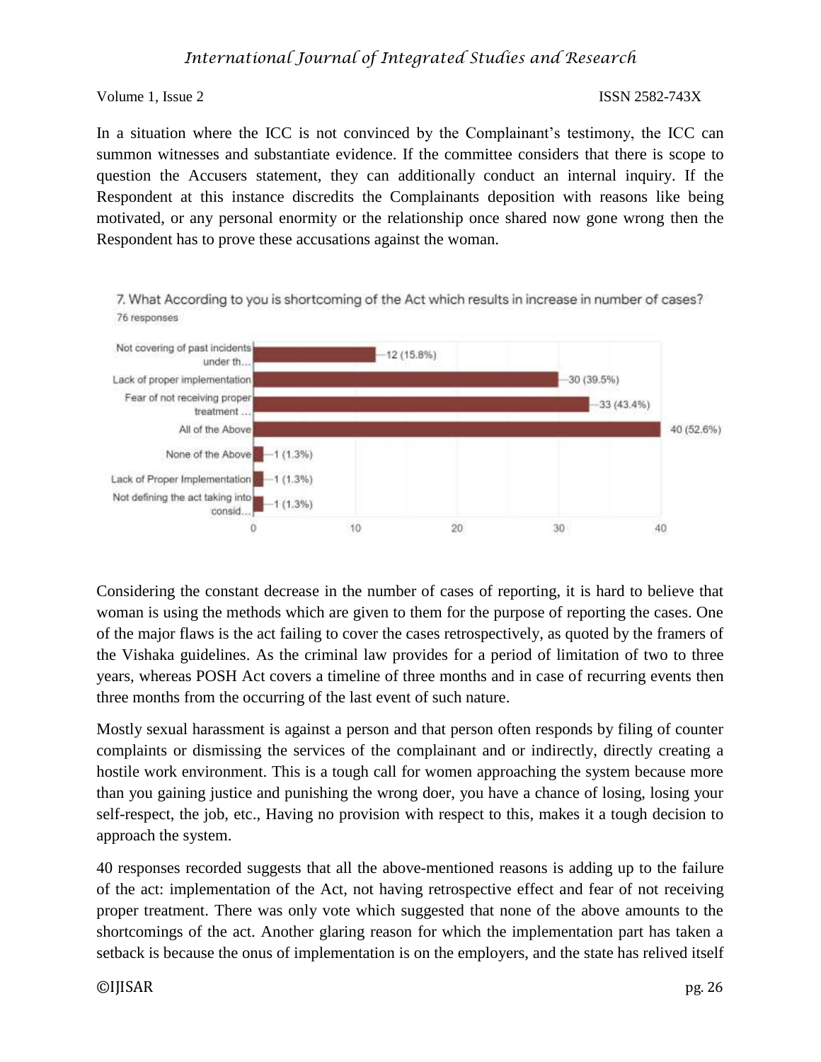In a situation where the ICC is not convinced by the Complainant's testimony, the ICC can summon witnesses and substantiate evidence. If the committee considers that there is scope to question the Accusers statement, they can additionally conduct an internal inquiry. If the Respondent at this instance discredits the Complainants deposition with reasons like being motivated, or any personal enormity or the relationship once shared now gone wrong then the Respondent has to prove these accusations against the woman.

7. What According to you is shortcoming of the Act which results in increase in number of cases?
76 responses

| Response | Count (%) |
|---|---|
| Not covering of past incidents under th... | 12 (15.8%) |
| Lack of proper implementation | 30 (39.5%) |
| Fear of not receiving proper treatment ... | 33 (43.4%) |
| All of the Above | 40 (52.6%) |
| None of the Above | 1 (1.3%) |
| Lack of Proper Implementation | 1 (1.3%) |
| Not defining the act taking into consid... | 1 (1.3%) |

Considering the constant decrease in the number of cases of reporting, it is hard to believe that woman is using the methods which are given to them for the purpose of reporting the cases. One of the major flaws is the act failing to cover the cases retrospectively, as quoted by the framers of the Vishaka guidelines. As the criminal law provides for a period of limitation of two to three years, whereas POSH Act covers a timeline of three months and in case of recurring events then three months from the occurring of the last event of such nature.

Mostly sexual harassment is against a person and that person often responds by filing of counter complaints or dismissing the services of the complainant and or indirectly, directly creating a hostile work environment. This is a tough call for women approaching the system because more than you gaining justice and punishing the wrong doer, you have a chance of losing, losing your self-respect, the job, etc., Having no provision with respect to this, makes it a tough decision to approach the system.

40 responses recorded suggests that all the above-mentioned reasons is adding up to the failure of the act: implementation of the Act, not having retrospective effect and fear of not receiving proper treatment. There was only vote which suggested that none of the above amounts to the shortcomings of the act. Another glaring reason for which the implementation part has taken a setback is because the onus of implementation is on the employers, and the state has relived itself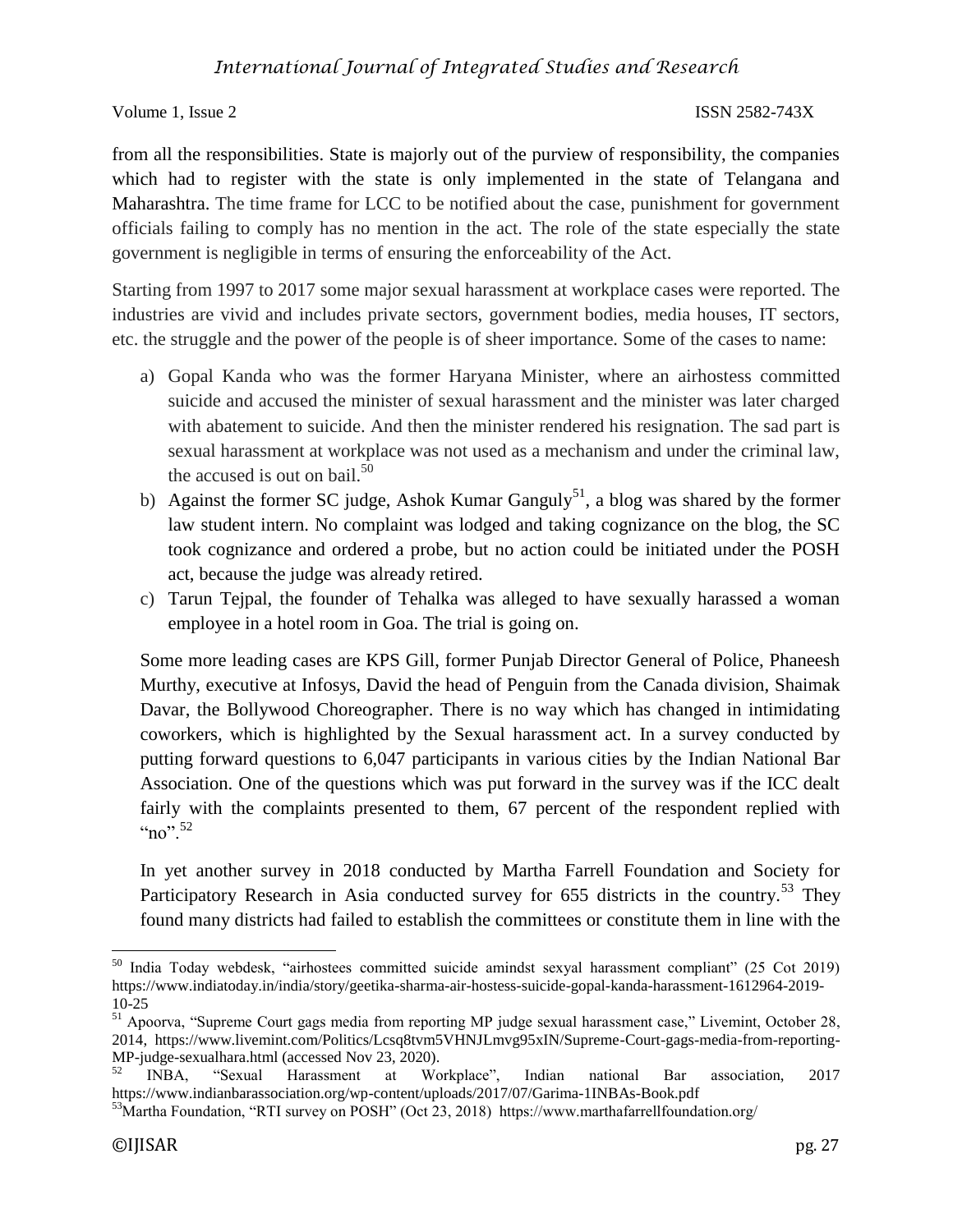from all the responsibilities. State is majorly out of the purview of responsibility, the companies which had to register with the state is only implemented in the state of Telangana and Maharashtra. The time frame for LCC to be notified about the case, punishment for government officials failing to comply has no mention in the act. The role of the state especially the state government is negligible in terms of ensuring the enforceability of the Act.

Starting from 1997 to 2017 some major sexual harassment at workplace cases were reported. The industries are vivid and includes private sectors, government bodies, media houses, IT sectors, etc. the struggle and the power of the people is of sheer importance. Some of the cases to name:

a) Gopal Kanda who was the former Haryana Minister, where an airhostess committed suicide and accused the minister of sexual harassment and the minister was later charged with abatement to suicide. And then the minister rendered his resignation. The sad part is sexual harassment at workplace was not used as a mechanism and under the criminal law, the accused is out on bail.[50]
b) Against the former SC judge, Ashok Kumar Ganguly[51], a blog was shared by the former law student intern. No complaint was lodged and taking cognizance on the blog, the SC took cognizance and ordered a probe, but no action could be initiated under the POSH act, because the judge was already retired.
c) Tarun Tejpal, the founder of Tehalka was alleged to have sexually harassed a woman employee in a hotel room in Goa. The trial is going on.

Some more leading cases are KPS Gill, former Punjab Director General of Police, Phaneesh Murthy, executive at Infosys, David the head of Penguin from the Canada division, Shaimak Davar, the Bollywood Choreographer. There is no way which has changed in intimidating coworkers, which is highlighted by the Sexual harassment act. In a survey conducted by putting forward questions to 6,047 participants in various cities by the Indian National Bar Association. One of the questions which was put forward in the survey was if the ICC dealt fairly with the complaints presented to them, 67 percent of the respondent replied with "no".[52]

In yet another survey in 2018 conducted by Martha Farrell Foundation and Society for Participatory Research in Asia conducted survey for 655 districts in the country.[53] They found many districts had failed to establish the committees or constitute them in line with the

---

[50] India Today webdesk, "airhostees committed suicide amindst sexyal harassment compliant" (25 Cot 2019) https://www.indiatoday.in/india/story/geetika-sharma-air-hostess-suicide-gopal-kanda-harassment-1612964-2019-10-25

[51] Apoorva, "Supreme Court gags media from reporting MP judge sexual harassment case," Livemint, October 28, 2014, https://www.livemint.com/Politics/Lcsq8tvm5VHNJLmvg95xIN/Supreme-Court-gags-media-from-reporting-MP-judge-sexualhara.html (accessed Nov 23, 2020).

[52] INBA, "Sexual Harassment at Workplace", Indian national Bar association, 2017 https://www.indianbarassociation.org/wp-content/uploads/2017/07/Garima-1INBAs-Book.pdf

[53] Martha Foundation, "RTI survey on POSH" (Oct 23, 2018) https://www.marthafarrellfoundation.org/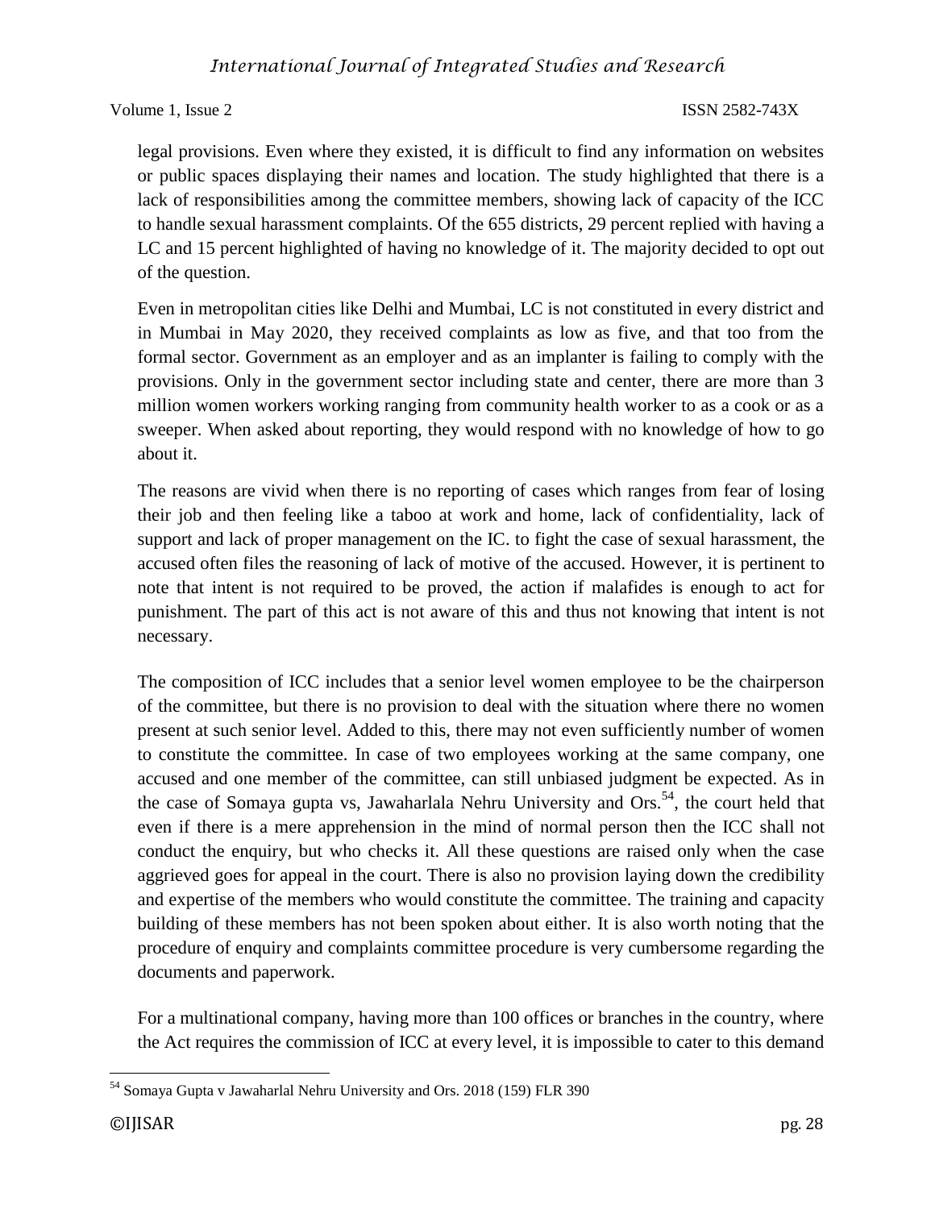legal provisions. Even where they existed, it is difficult to find any information on websites or public spaces displaying their names and location. The study highlighted that there is a lack of responsibilities among the committee members, showing lack of capacity of the ICC to handle sexual harassment complaints. Of the 655 districts, 29 percent replied with having a LC and 15 percent highlighted of having no knowledge of it. The majority decided to opt out of the question.

Even in metropolitan cities like Delhi and Mumbai, LC is not constituted in every district and in Mumbai in May 2020, they received complaints as low as five, and that too from the formal sector. Government as an employer and as an implanter is failing to comply with the provisions. Only in the government sector including state and center, there are more than 3 million women workers working ranging from community health worker to as a cook or as a sweeper. When asked about reporting, they would respond with no knowledge of how to go about it.

The reasons are vivid when there is no reporting of cases which ranges from fear of losing their job and then feeling like a taboo at work and home, lack of confidentiality, lack of support and lack of proper management on the IC. to fight the case of sexual harassment, the accused often files the reasoning of lack of motive of the accused. However, it is pertinent to note that intent is not required to be proved, the action if malafides is enough to act for punishment. The part of this act is not aware of this and thus not knowing that intent is not necessary.

The composition of ICC includes that a senior level women employee to be the chairperson of the committee, but there is no provision to deal with the situation where there no women present at such senior level. Added to this, there may not even sufficiently number of women to constitute the committee. In case of two employees working at the same company, one accused and one member of the committee, can still unbiased judgment be expected. As in the case of Somaya gupta vs, Jawaharlala Nehru University and Ors.[54], the court held that even if there is a mere apprehension in the mind of normal person then the ICC shall not conduct the enquiry, but who checks it. All these questions are raised only when the case aggrieved goes for appeal in the court. There is also no provision laying down the credibility and expertise of the members who would constitute the committee. The training and capacity building of these members has not been spoken about either. It is also worth noting that the procedure of enquiry and complaints committee procedure is very cumbersome regarding the documents and paperwork.

For a multinational company, having more than 100 offices or branches in the country, where the Act requires the commission of ICC at every level, it is impossible to cater to this demand

[54] Somaya Gupta v Jawaharlal Nehru University and Ors. 2018 (159) FLR 390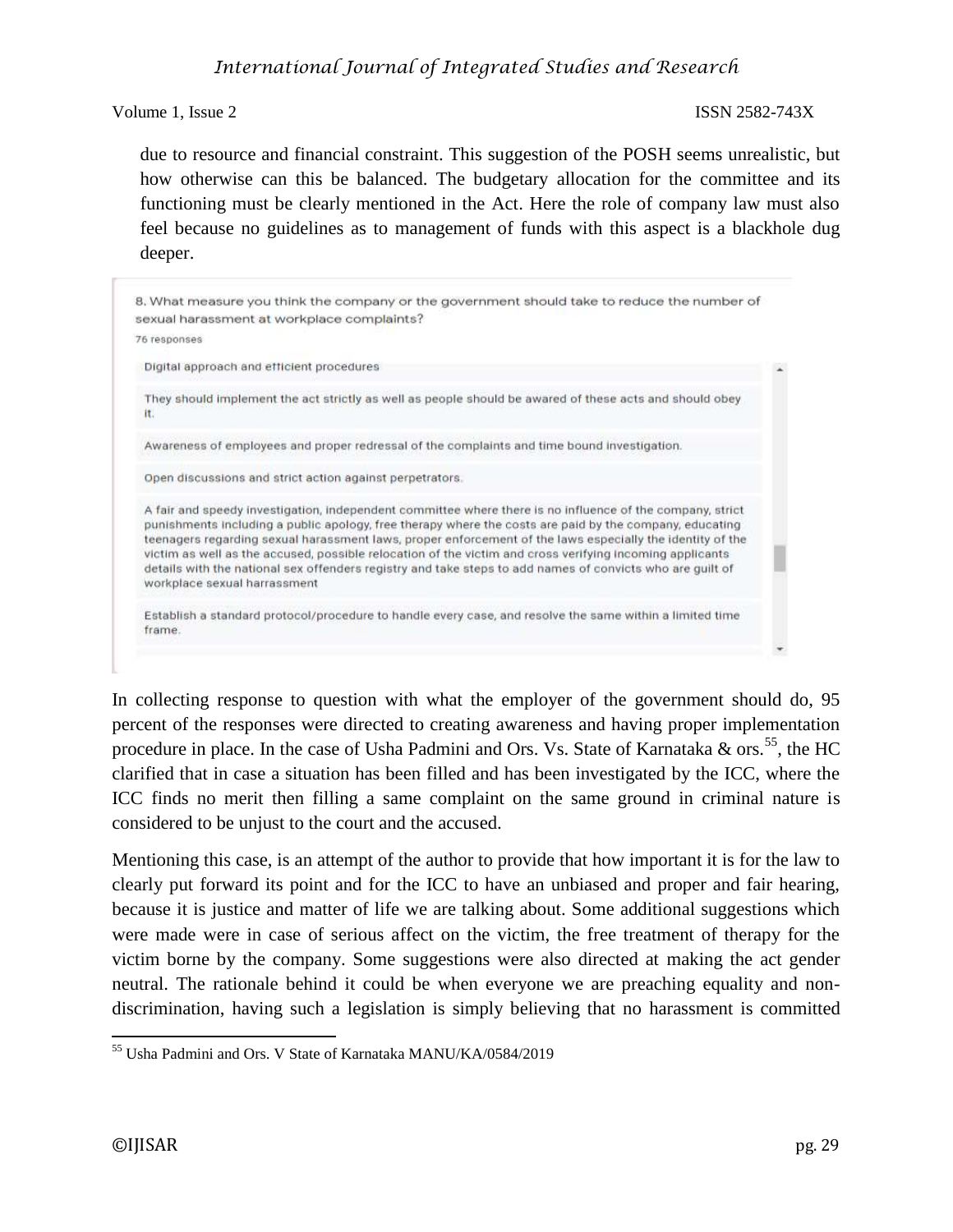due to resource and financial constraint. This suggestion of the POSH seems unrealistic, but how otherwise can this be balanced. The budgetary allocation for the committee and its functioning must be clearly mentioned in the Act. Here the role of company law must also feel because no guidelines as to management of funds with this aspect is a blackhole dug deeper.

8. What measure you think the company or the government should take to reduce the number of sexual harassment at workplace complaints?

76 responses

- Digital approach and efficient procedures
- They should implement the act strictly as well as people should be awared of these acts and should obey it.
- Awareness of employees and proper redressal of the complaints and time bound investigation.
- Open discussions and strict action against perpetrators.
- A fair and speedy investigation, independent committee where there is no influence of the company, strict punishments including a public apology, free therapy where the costs are paid by the company, educating teenagers regarding sexual harassment laws, proper enforcement of the laws especially the identity of the victim as well as the accused, possible relocation of the victim and cross verifying incoming applicants details with the national sex offenders registry and take steps to add names of convicts who are guilt of workplace sexual harrassment
- Establish a standard protocol/procedure to handle every case, and resolve the same within a limited time frame.

In collecting response to question with what the employer of the government should do, 95 percent of the responses were directed to creating awareness and having proper implementation procedure in place. In the case of Usha Padmini and Ors. Vs. State of Karnataka & ors.[55], the HC clarified that in case a situation has been filled and has been investigated by the ICC, where the ICC finds no merit then filling a same complaint on the same ground in criminal nature is considered to be unjust to the court and the accused.

Mentioning this case, is an attempt of the author to provide that how important it is for the law to clearly put forward its point and for the ICC to have an unbiased and proper and fair hearing, because it is justice and matter of life we are talking about. Some additional suggestions which were made were in case of serious affect on the victim, the free treatment of therapy for the victim borne by the company. Some suggestions were also directed at making the act gender neutral. The rationale behind it could be when everyone we are preaching equality and non-discrimination, having such a legislation is simply believing that no harassment is committed

[55] Usha Padmini and Ors. V State of Karnataka MANU/KA/0584/2019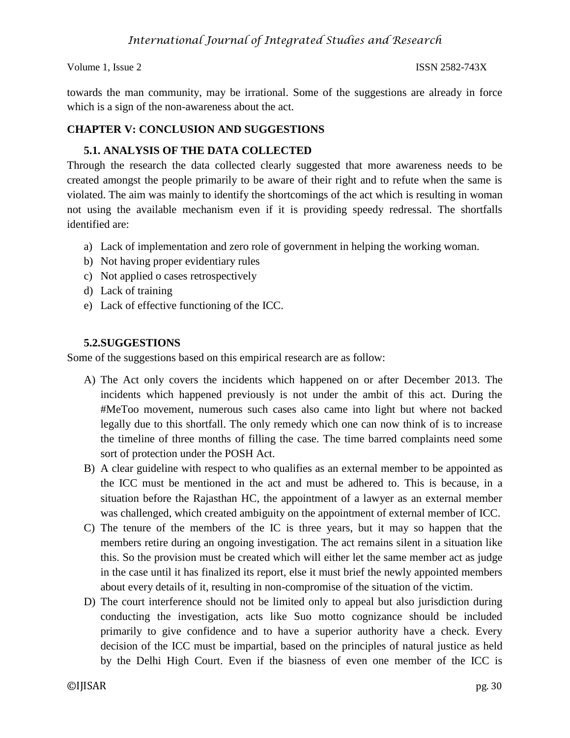towards the man community, may be irrational. Some of the suggestions are already in force which is a sign of the non-awareness about the act.

## CHAPTER V: CONCLUSION AND SUGGESTIONS

### 5.1. ANALYSIS OF THE DATA COLLECTED

Through the research the data collected clearly suggested that more awareness needs to be created amongst the people primarily to be aware of their right and to refute when the same is violated. The aim was mainly to identify the shortcomings of the act which is resulting in woman not using the available mechanism even if it is providing speedy redressal. The shortfalls identified are:

a) Lack of implementation and zero role of government in helping the working woman.
b) Not having proper evidentiary rules
c) Not applied o cases retrospectively
d) Lack of training
e) Lack of effective functioning of the ICC.

### 5.2.SUGGESTIONS

Some of the suggestions based on this empirical research are as follow:

A) The Act only covers the incidents which happened on or after December 2013. The incidents which happened previously is not under the ambit of this act. During the #MeToo movement, numerous such cases also came into light but where not backed legally due to this shortfall. The only remedy which one can now think of is to increase the timeline of three months of filling the case. The time barred complaints need some sort of protection under the POSH Act.

B) A clear guideline with respect to who qualifies as an external member to be appointed as the ICC must be mentioned in the act and must be adhered to. This is because, in a situation before the Rajasthan HC, the appointment of a lawyer as an external member was challenged, which created ambiguity on the appointment of external member of ICC.

C) The tenure of the members of the IC is three years, but it may so happen that the members retire during an ongoing investigation. The act remains silent in a situation like this. So the provision must be created which will either let the same member act as judge in the case until it has finalized its report, else it must brief the newly appointed members about every details of it, resulting in non-compromise of the situation of the victim.

D) The court interference should not be limited only to appeal but also jurisdiction during conducting the investigation, acts like Suo motto cognizance should be included primarily to give confidence and to have a superior authority have a check. Every decision of the ICC must be impartial, based on the principles of natural justice as held by the Delhi High Court. Even if the biasness of even one member of the ICC is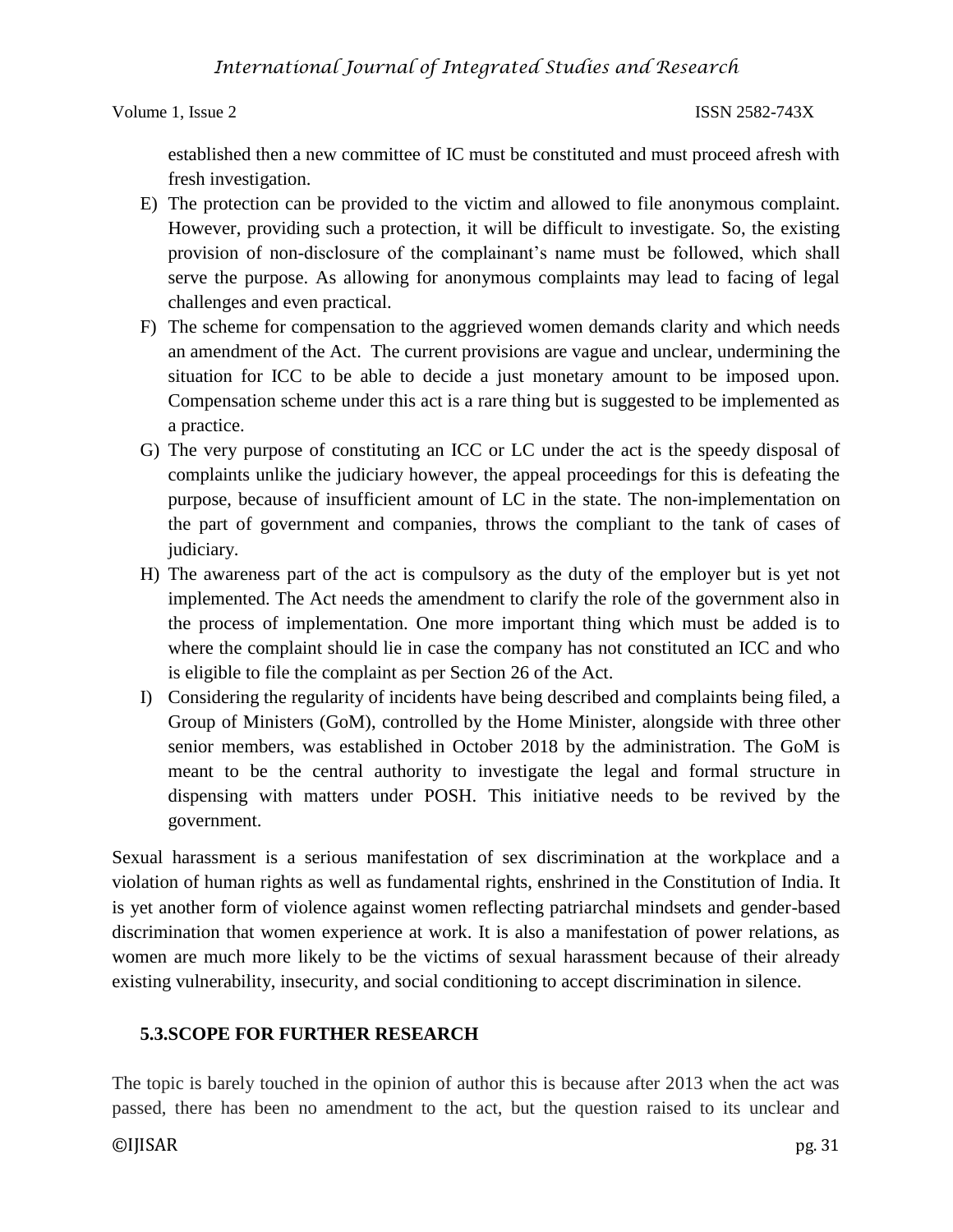established then a new committee of IC must be constituted and must proceed afresh with fresh investigation.

E) The protection can be provided to the victim and allowed to file anonymous complaint. However, providing such a protection, it will be difficult to investigate. So, the existing provision of non-disclosure of the complainant's name must be followed, which shall serve the purpose. As allowing for anonymous complaints may lead to facing of legal challenges and even practical.

F) The scheme for compensation to the aggrieved women demands clarity and which needs an amendment of the Act. The current provisions are vague and unclear, undermining the situation for ICC to be able to decide a just monetary amount to be imposed upon. Compensation scheme under this act is a rare thing but is suggested to be implemented as a practice.

G) The very purpose of constituting an ICC or LC under the act is the speedy disposal of complaints unlike the judiciary however, the appeal proceedings for this is defeating the purpose, because of insufficient amount of LC in the state. The non-implementation on the part of government and companies, throws the compliant to the tank of cases of judiciary.

H) The awareness part of the act is compulsory as the duty of the employer but is yet not implemented. The Act needs the amendment to clarify the role of the government also in the process of implementation. One more important thing which must be added is to where the complaint should lie in case the company has not constituted an ICC and who is eligible to file the complaint as per Section 26 of the Act.

I) Considering the regularity of incidents have being described and complaints being filed, a Group of Ministers (GoM), controlled by the Home Minister, alongside with three other senior members, was established in October 2018 by the administration. The GoM is meant to be the central authority to investigate the legal and formal structure in dispensing with matters under POSH. This initiative needs to be revived by the government.

Sexual harassment is a serious manifestation of sex discrimination at the workplace and a violation of human rights as well as fundamental rights, enshrined in the Constitution of India. It is yet another form of violence against women reflecting patriarchal mindsets and gender-based discrimination that women experience at work. It is also a manifestation of power relations, as women are much more likely to be the victims of sexual harassment because of their already existing vulnerability, insecurity, and social conditioning to accept discrimination in silence.

## 5.3.SCOPE FOR FURTHER RESEARCH

The topic is barely touched in the opinion of author this is because after 2013 when the act was passed, there has been no amendment to the act, but the question raised to its unclear and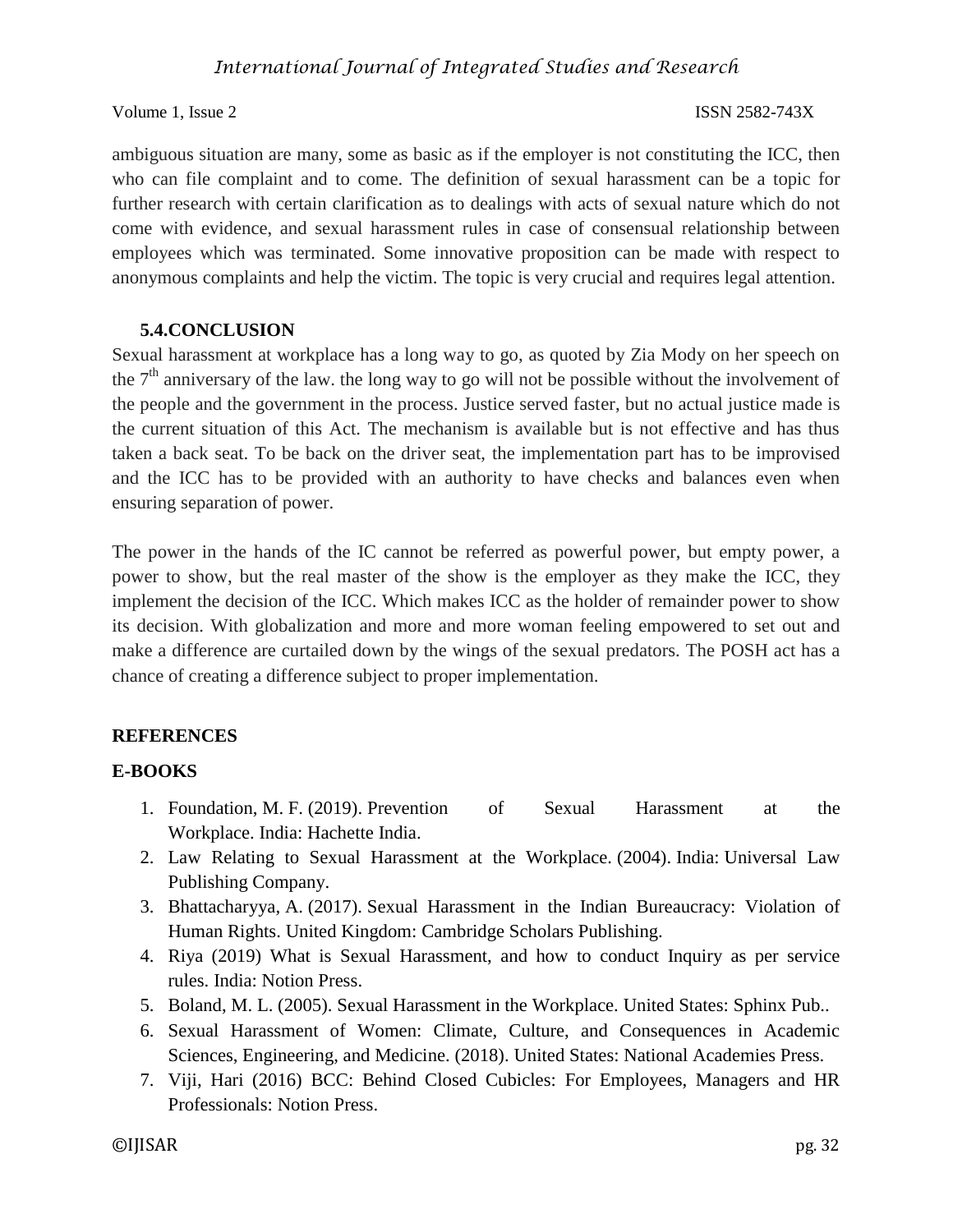ambiguous situation are many, some as basic as if the employer is not constituting the ICC, then who can file complaint and to come. The definition of sexual harassment can be a topic for further research with certain clarification as to dealings with acts of sexual nature which do not come with evidence, and sexual harassment rules in case of consensual relationship between employees which was terminated. Some innovative proposition can be made with respect to anonymous complaints and help the victim. The topic is very crucial and requires legal attention.

### 5.4.CONCLUSION

Sexual harassment at workplace has a long way to go, as quoted by Zia Mody on her speech on the 7th anniversary of the law. the long way to go will not be possible without the involvement of the people and the government in the process. Justice served faster, but no actual justice made is the current situation of this Act. The mechanism is available but is not effective and has thus taken a back seat. To be back on the driver seat, the implementation part has to be improvised and the ICC has to be provided with an authority to have checks and balances even when ensuring separation of power.

The power in the hands of the IC cannot be referred as powerful power, but empty power, a power to show, but the real master of the show is the employer as they make the ICC, they implement the decision of the ICC. Which makes ICC as the holder of remainder power to show its decision. With globalization and more and more woman feeling empowered to set out and make a difference are curtailed down by the wings of the sexual predators. The POSH act has a chance of creating a difference subject to proper implementation.

## REFERENCES

### E-BOOKS

1. Foundation, M. F. (2019). Prevention of Sexual Harassment at the Workplace. India: Hachette India.
2. Law Relating to Sexual Harassment at the Workplace. (2004). India: Universal Law Publishing Company.
3. Bhattacharyya, A. (2017). Sexual Harassment in the Indian Bureaucracy: Violation of Human Rights. United Kingdom: Cambridge Scholars Publishing.
4. Riya (2019) What is Sexual Harassment, and how to conduct Inquiry as per service rules. India: Notion Press.
5. Boland, M. L. (2005). Sexual Harassment in the Workplace. United States: Sphinx Pub..
6. Sexual Harassment of Women: Climate, Culture, and Consequences in Academic Sciences, Engineering, and Medicine. (2018). United States: National Academies Press.
7. Viji, Hari (2016) BCC: Behind Closed Cubicles: For Employees, Managers and HR Professionals: Notion Press.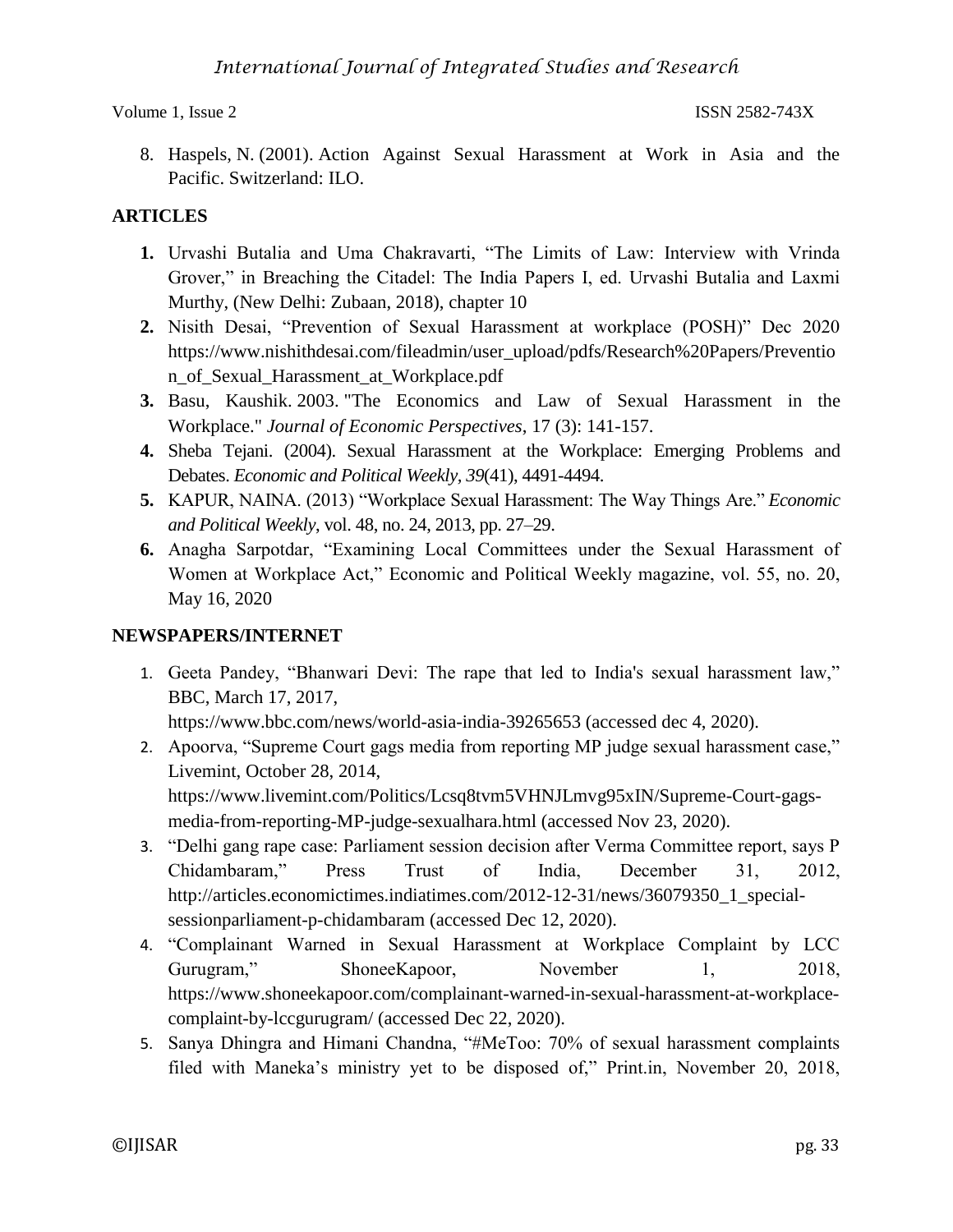8. Haspels, N. (2001). Action Against Sexual Harassment at Work in Asia and the Pacific. Switzerland: ILO.

## ARTICLES

1. Urvashi Butalia and Uma Chakravarti, "The Limits of Law: Interview with Vrinda Grover," in Breaching the Citadel: The India Papers I, ed. Urvashi Butalia and Laxmi Murthy, (New Delhi: Zubaan, 2018), chapter 10
2. Nisith Desai, "Prevention of Sexual Harassment at workplace (POSH)" Dec 2020 https://www.nishithdesai.com/fileadmin/user_upload/pdfs/Research%20Papers/Prevention_of_Sexual_Harassment_at_Workplace.pdf
3. Basu, Kaushik. 2003. "The Economics and Law of Sexual Harassment in the Workplace." *Journal of Economic Perspectives*, 17 (3): 141-157.
4. Sheba Tejani. (2004). Sexual Harassment at the Workplace: Emerging Problems and Debates. *Economic and Political Weekly, 39*(41), 4491-4494.
5. KAPUR, NAINA. (2013) "Workplace Sexual Harassment: The Way Things Are." *Economic and Political Weekly*, vol. 48, no. 24, 2013, pp. 27–29.
6. Anagha Sarpotdar, "Examining Local Committees under the Sexual Harassment of Women at Workplace Act," Economic and Political Weekly magazine, vol. 55, no. 20, May 16, 2020

## NEWSPAPERS/INTERNET

1. Geeta Pandey, "Bhanwari Devi: The rape that led to India's sexual harassment law," BBC, March 17, 2017, https://www.bbc.com/news/world-asia-india-39265653 (accessed dec 4, 2020).
2. Apoorva, "Supreme Court gags media from reporting MP judge sexual harassment case," Livemint, October 28, 2014, https://www.livemint.com/Politics/Lcsq8tvm5VHNJLmvg95xIN/Supreme-Court-gags-media-from-reporting-MP-judge-sexualhara.html (accessed Nov 23, 2020).
3. "Delhi gang rape case: Parliament session decision after Verma Committee report, says P Chidambaram," Press Trust of India, December 31, 2012, http://articles.economictimes.indiatimes.com/2012-12-31/news/36079350_1_special-sessionparliament-p-chidambaram (accessed Dec 12, 2020).
4. "Complainant Warned in Sexual Harassment at Workplace Complaint by LCC Gurugram," ShoneeKapoor, November 1, 2018, https://www.shoneekapoor.com/complainant-warned-in-sexual-harassment-at-workplace-complaint-by-lccgurugram/ (accessed Dec 22, 2020).
5. Sanya Dhingra and Himani Chandna, "#MeToo: 70% of sexual harassment complaints filed with Maneka's ministry yet to be disposed of," Print.in, November 20, 2018,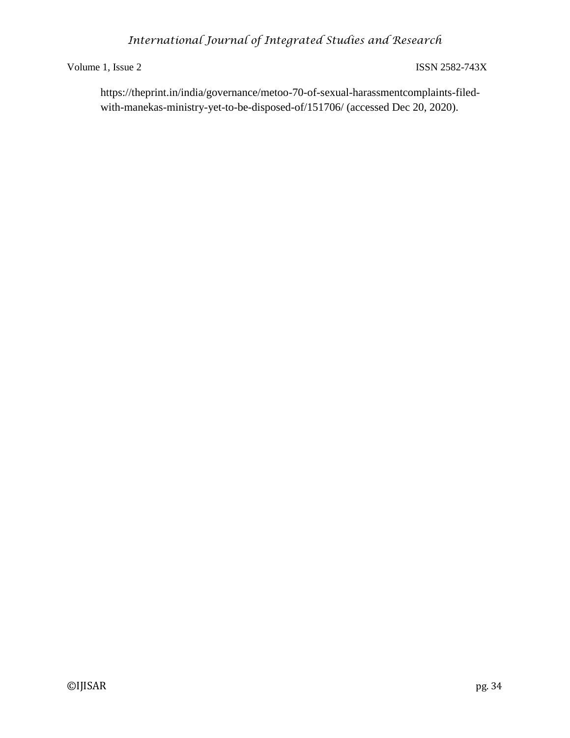https://theprint.in/india/governance/metoo-70-of-sexual-harassmentcomplaints-filed-with-manekas-ministry-yet-to-be-disposed-of/151706/ (accessed Dec 20, 2020).